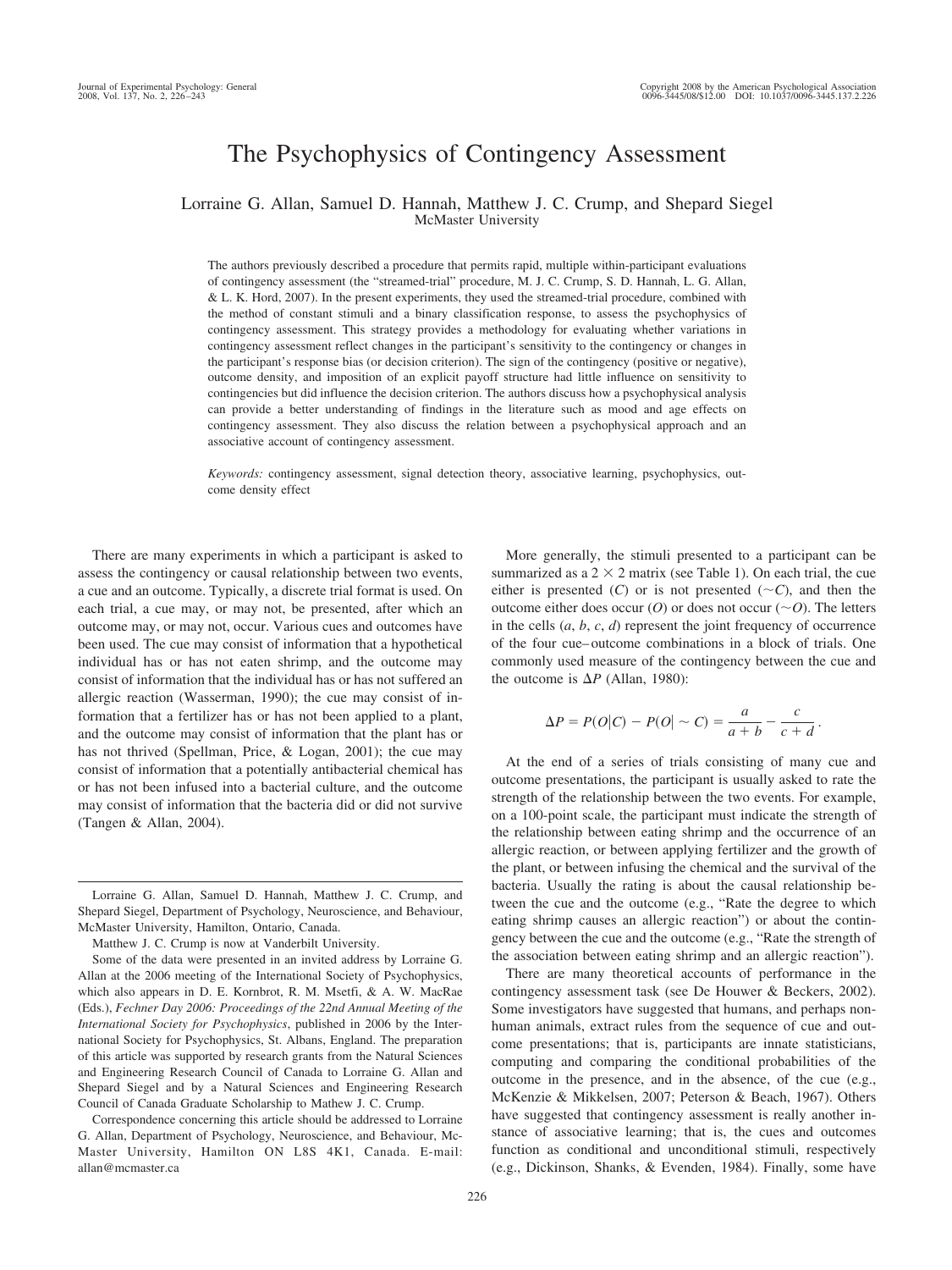# The Psychophysics of Contingency Assessment

Lorraine G. Allan, Samuel D. Hannah, Matthew J. C. Crump, and Shepard Siegel
McMaster University

The authors previously described a procedure that permits rapid, multiple within-participant evaluations of contingency assessment (the "streamed-trial" procedure, M. J. C. Crump, S. D. Hannah, L. G. Allan, & L. K. Hord, 2007). In the present experiments, they used the streamed-trial procedure, combined with the method of constant stimuli and a binary classification response, to assess the psychophysics of contingency assessment. This strategy provides a methodology for evaluating whether variations in contingency assessment reflect changes in the participant's sensitivity to the contingency or changes in the participant's response bias (or decision criterion). The sign of the contingency (positive or negative), outcome density, and imposition of an explicit payoff structure had little influence on sensitivity to contingencies but did influence the decision criterion. The authors discuss how a psychophysical analysis can provide a better understanding of findings in the literature such as mood and age effects on contingency assessment. They also discuss the relation between a psychophysical approach and an associative account of contingency assessment.

*Keywords:* contingency assessment, signal detection theory, associative learning, psychophysics, outcome density effect

There are many experiments in which a participant is asked to assess the contingency or causal relationship between two events, a cue and an outcome. Typically, a discrete trial format is used. On each trial, a cue may, or may not, be presented, after which an outcome may, or may not, occur. Various cues and outcomes have been used. The cue may consist of information that a hypothetical individual has or has not eaten shrimp, and the outcome may consist of information that the individual has or has not suffered an allergic reaction (Wasserman, 1990); the cue may consist of information that a fertilizer has or has not been applied to a plant, and the outcome may consist of information that the plant has or has not thrived (Spellman, Price, & Logan, 2001); the cue may consist of information that a potentially antibacterial chemical has or has not been infused into a bacterial culture, and the outcome may consist of information that the bacteria did or did not survive (Tangen & Allan, 2004).

More generally, the stimuli presented to a participant can be summarized as a 2 × 2 matrix (see Table 1). On each trial, the cue either is presented ($C$) or is not presented ($\sim C$), and then the outcome either does occur ($O$) or does not occur ($\sim O$). The letters in the cells ($a$, $b$, $c$, $d$) represent the joint frequency of occurrence of the four cue–outcome combinations in a block of trials. One commonly used measure of the contingency between the cue and the outcome is $\Delta P$ (Allan, 1980):

$$\Delta P = P(O|C) - P(O| \sim C) = \frac{a}{a+b} - \frac{c}{c+d}.$$

At the end of a series of trials consisting of many cue and outcome presentations, the participant is usually asked to rate the strength of the relationship between the two events. For example, on a 100-point scale, the participant must indicate the strength of the relationship between eating shrimp and the occurrence of an allergic reaction, or between applying fertilizer and the growth of the plant, or between infusing the chemical and the survival of the bacteria. Usually the rating is about the causal relationship between the cue and the outcome (e.g., "Rate the degree to which eating shrimp causes an allergic reaction") or about the contingency between the cue and the outcome (e.g., "Rate the strength of the association between eating shrimp and an allergic reaction").

There are many theoretical accounts of performance in the contingency assessment task (see De Houwer & Beckers, 2002). Some investigators have suggested that humans, and perhaps non-human animals, extract rules from the sequence of cue and outcome presentations; that is, participants are innate statisticians, computing and comparing the conditional probabilities of the outcome in the presence, and in the absence, of the cue (e.g., McKenzie & Mikkelsen, 2007; Peterson & Beach, 1967). Others have suggested that contingency assessment is really another instance of associative learning; that is, the cues and outcomes function as conditional and unconditional stimuli, respectively (e.g., Dickinson, Shanks, & Evenden, 1984). Finally, some have

---

Lorraine G. Allan, Samuel D. Hannah, Matthew J. C. Crump, and Shepard Siegel, Department of Psychology, Neuroscience, and Behaviour, McMaster University, Hamilton, Ontario, Canada.

Matthew J. C. Crump is now at Vanderbilt University.

Some of the data were presented in an invited address by Lorraine G. Allan at the 2006 meeting of the International Society of Psychophysics, which also appears in D. E. Kornbrot, R. M. Msetfi, & A. W. MacRae (Eds.), *Fechner Day 2006: Proceedings of the 22nd Annual Meeting of the International Society for Psychophysics*, published in 2006 by the International Society for Psychophysics, St. Albans, England. The preparation of this article was supported by research grants from the Natural Sciences and Engineering Research Council of Canada to Lorraine G. Allan and Shepard Siegel and by a Natural Sciences and Engineering Research Council of Canada Graduate Scholarship to Mathew J. C. Crump.

Correspondence concerning this article should be addressed to Lorraine G. Allan, Department of Psychology, Neuroscience, and Behaviour, McMaster University, Hamilton ON L8S 4K1, Canada. E-mail: allan@mcmaster.ca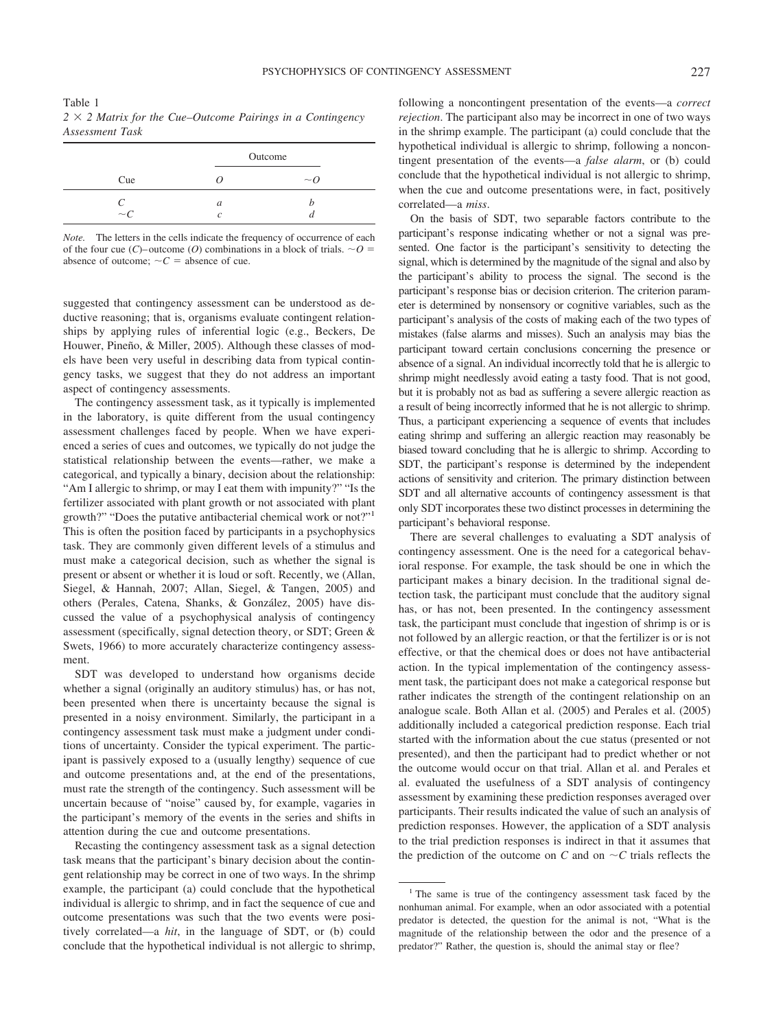Table 1
*2 × 2 Matrix for the Cue–Outcome Pairings in a Contingency Assessment Task*

| | Outcome | |
|---|---|---|
| Cue | *O* | $\sim O$ |
| *C* | *a* | *b* |
| $\sim C$ | *c* | *d* |

*Note.* The letters in the cells indicate the frequency of occurrence of each of the four cue (*C*)–outcome (*O*) combinations in a block of trials. $\sim O$ = absence of outcome; $\sim C$ = absence of cue.

suggested that contingency assessment can be understood as deductive reasoning; that is, organisms evaluate contingent relationships by applying rules of inferential logic (e.g., Beckers, De Houwer, Pineño, & Miller, 2005). Although these classes of models have been very useful in describing data from typical contingency tasks, we suggest that they do not address an important aspect of contingency assessments.

The contingency assessment task, as it typically is implemented in the laboratory, is quite different from the usual contingency assessment challenges faced by people. When we have experienced a series of cues and outcomes, we typically do not judge the statistical relationship between the events—rather, we make a categorical, and typically a binary, decision about the relationship: "Am I allergic to shrimp, or may I eat them with impunity?" "Is the fertilizer associated with plant growth or not associated with plant growth?" "Does the putative antibacterial chemical work or not?"[1] This is often the position faced by participants in a psychophysics task. They are commonly given different levels of a stimulus and must make a categorical decision, such as whether the signal is present or absent or whether it is loud or soft. Recently, we (Allan, Siegel, & Hannah, 2007; Allan, Siegel, & Tangen, 2005) and others (Perales, Catena, Shanks, & González, 2005) have discussed the value of a psychophysical analysis of contingency assessment (specifically, signal detection theory, or SDT; Green & Swets, 1966) to more accurately characterize contingency assessment.

SDT was developed to understand how organisms decide whether a signal (originally an auditory stimulus) has, or has not, been presented when there is uncertainty because the signal is presented in a noisy environment. Similarly, the participant in a contingency assessment task must make a judgment under conditions of uncertainty. Consider the typical experiment. The participant is passively exposed to a (usually lengthy) sequence of cue and outcome presentations and, at the end of the presentations, must rate the strength of the contingency. Such assessment will be uncertain because of "noise" caused by, for example, vagaries in the participant's memory of the events in the series and shifts in attention during the cue and outcome presentations.

Recasting the contingency assessment task as a signal detection task means that the participant's binary decision about the contingent relationship may be correct in one of two ways. In the shrimp example, the participant (a) could conclude that the hypothetical individual is allergic to shrimp, and in fact the sequence of cue and outcome presentations was such that the two events were positively correlated—a *hit*, in the language of SDT, or (b) could conclude that the hypothetical individual is not allergic to shrimp, following a noncontingent presentation of the events—a *correct rejection*. The participant also may be incorrect in one of two ways in the shrimp example. The participant (a) could conclude that the hypothetical individual is allergic to shrimp, following a noncontingent presentation of the events—a *false alarm*, or (b) could conclude that the hypothetical individual is not allergic to shrimp, when the cue and outcome presentations were, in fact, positively correlated—a *miss*.

On the basis of SDT, two separable factors contribute to the participant's response indicating whether or not a signal was presented. One factor is the participant's sensitivity to detecting the signal, which is determined by the magnitude of the signal and also by the participant's ability to process the signal. The second is the participant's response bias or decision criterion. The criterion parameter is determined by nonsensory or cognitive variables, such as the participant's analysis of the costs of making each of the two types of mistakes (false alarms and misses). Such an analysis may bias the participant toward certain conclusions concerning the presence or absence of a signal. An individual incorrectly told that he is allergic to shrimp might needlessly avoid eating a tasty food. That is not good, but it is probably not as bad as suffering a severe allergic reaction as a result of being incorrectly informed that he is not allergic to shrimp. Thus, a participant experiencing a sequence of events that includes eating shrimp and suffering an allergic reaction may reasonably be biased toward concluding that he is allergic to shrimp. According to SDT, the participant's response is determined by the independent actions of sensitivity and criterion. The primary distinction between SDT and all alternative accounts of contingency assessment is that only SDT incorporates these two distinct processes in determining the participant's behavioral response.

There are several challenges to evaluating a SDT analysis of contingency assessment. One is the need for a categorical behavioral response. For example, the task should be one in which the participant makes a binary decision. In the traditional signal detection task, the participant must conclude that the auditory signal has, or has not, been presented. In the contingency assessment task, the participant must conclude that ingestion of shrimp is or is not followed by an allergic reaction, or that the fertilizer is or is not effective, or that the chemical does or does not have antibacterial action. In the typical implementation of the contingency assessment task, the participant does not make a categorical response but rather indicates the strength of the contingent relationship on an analogue scale. Both Allan et al. (2005) and Perales et al. (2005) additionally included a categorical prediction response. Each trial started with the information about the cue status (presented or not presented), and then the participant had to predict whether or not the outcome would occur on that trial. Allan et al. and Perales et al. evaluated the usefulness of a SDT analysis of contingency assessment by examining these prediction responses averaged over participants. Their results indicated the value of such an analysis of prediction responses. However, the application of a SDT analysis to the trial prediction responses is indirect in that it assumes that the prediction of the outcome on *C* and on $\sim C$ trials reflects the

[1] The same is true of the contingency assessment task faced by the nonhuman animal. For example, when an odor associated with a potential predator is detected, the question for the animal is not, "What is the magnitude of the relationship between the odor and the presence of a predator?" Rather, the question is, should the animal stay or flee?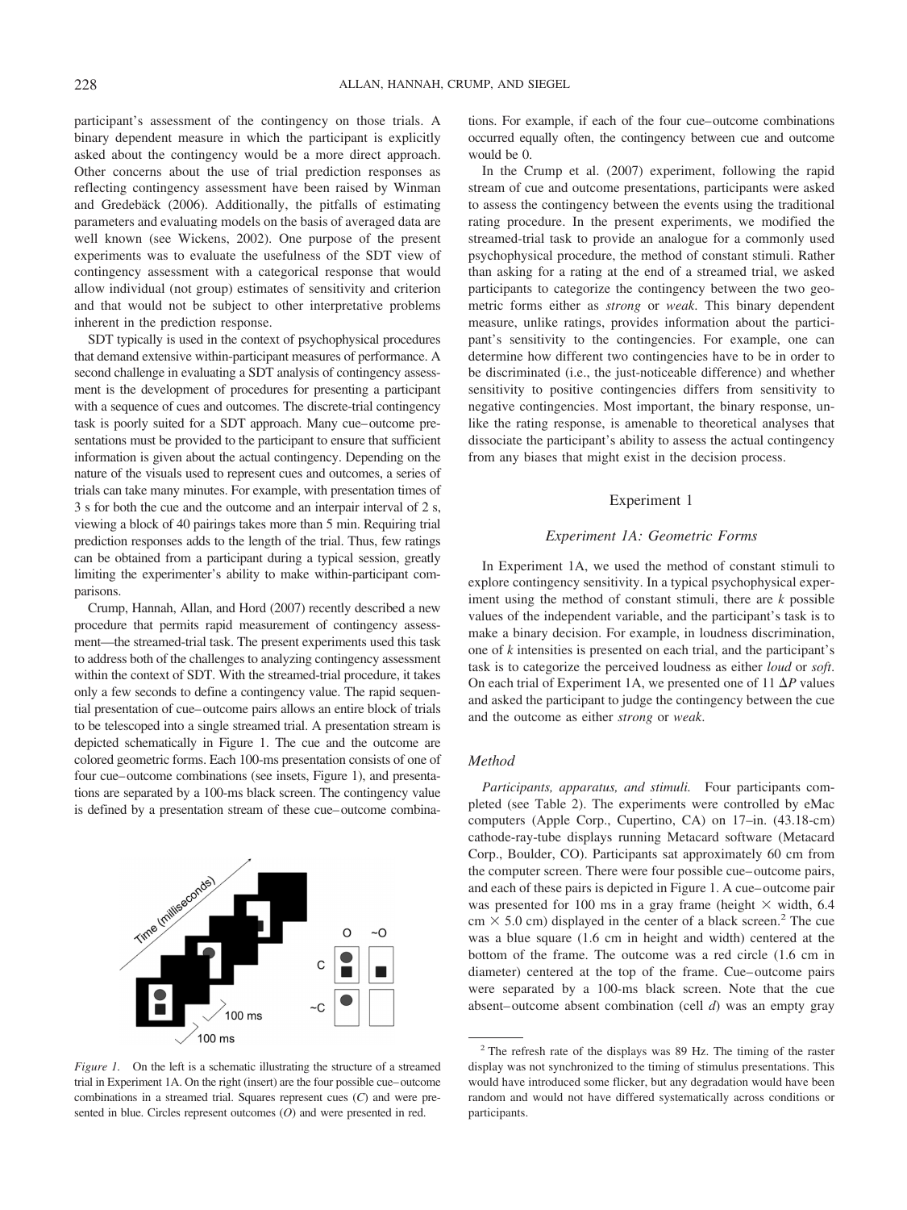participant's assessment of the contingency on those trials. A binary dependent measure in which the participant is explicitly asked about the contingency would be a more direct approach. Other concerns about the use of trial prediction responses as reflecting contingency assessment have been raised by Winman and Gredebäck (2006). Additionally, the pitfalls of estimating parameters and evaluating models on the basis of averaged data are well known (see Wickens, 2002). One purpose of the present experiments was to evaluate the usefulness of the SDT view of contingency assessment with a categorical response that would allow individual (not group) estimates of sensitivity and criterion and that would not be subject to other interpretative problems inherent in the prediction response.

SDT typically is used in the context of psychophysical procedures that demand extensive within-participant measures of performance. A second challenge in evaluating a SDT analysis of contingency assessment is the development of procedures for presenting a participant with a sequence of cues and outcomes. The discrete-trial contingency task is poorly suited for a SDT approach. Many cue–outcome presentations must be provided to the participant to ensure that sufficient information is given about the actual contingency. Depending on the nature of the visuals used to represent cues and outcomes, a series of trials can take many minutes. For example, with presentation times of 3 s for both the cue and the outcome and an interpair interval of 2 s, viewing a block of 40 pairings takes more than 5 min. Requiring trial prediction responses adds to the length of the trial. Thus, few ratings can be obtained from a participant during a typical session, greatly limiting the experimenter's ability to make within-participant comparisons.

Crump, Hannah, Allan, and Hord (2007) recently described a new procedure that permits rapid measurement of contingency assessment—the streamed-trial task. The present experiments used this task to address both of the challenges to analyzing contingency assessment within the context of SDT. With the streamed-trial procedure, it takes only a few seconds to define a contingency value. The rapid sequential presentation of cue–outcome pairs allows an entire block of trials to be telescoped into a single streamed trial. A presentation stream is depicted schematically in Figure 1. The cue and the outcome are colored geometric forms. Each 100-ms presentation consists of one of four cue–outcome combinations (see insets, Figure 1), and presentations are separated by a 100-ms black screen. The contingency value is defined by a presentation stream of these cue–outcome combinations. For example, if each of the four cue–outcome combinations occurred equally often, the contingency between cue and outcome would be 0.

*Figure 1.* On the left is a schematic illustrating the structure of a streamed trial in Experiment 1A. On the right (insert) are the four possible cue–outcome combinations in a streamed trial. Squares represent cues (*C*) and were presented in blue. Circles represent outcomes (*O*) and were presented in red.

In the Crump et al. (2007) experiment, following the rapid stream of cue and outcome presentations, participants were asked to assess the contingency between the events using the traditional rating procedure. In the present experiments, we modified the streamed-trial task to provide an analogue for a commonly used psychophysical procedure, the method of constant stimuli. Rather than asking for a rating at the end of a streamed trial, we asked participants to categorize the contingency between the two geometric forms either as *strong* or *weak*. This binary dependent measure, unlike ratings, provides information about the participant's sensitivity to the contingencies. For example, one can determine how different two contingencies have to be in order to be discriminated (i.e., the just-noticeable difference) and whether sensitivity to positive contingencies differs from sensitivity to negative contingencies. Most important, the binary response, unlike the rating response, is amenable to theoretical analyses that dissociate the participant's ability to assess the actual contingency from any biases that might exist in the decision process.

## Experiment 1

### Experiment 1A: Geometric Forms

In Experiment 1A, we used the method of constant stimuli to explore contingency sensitivity. In a typical psychophysical experiment using the method of constant stimuli, there are *k* possible values of the independent variable, and the participant's task is to make a binary decision. For example, in loudness discrimination, one of *k* intensities is presented on each trial, and the participant's task is to categorize the perceived loudness as either *loud* or *soft*. On each trial of Experiment 1A, we presented one of 11 $\Delta P$ values and asked the participant to judge the contingency between the cue and the outcome as either *strong* or *weak*.

#### Method

*Participants, apparatus, and stimuli.* Four participants completed (see Table 2). The experiments were controlled by eMac computers (Apple Corp., Cupertino, CA) on 17–in. (43.18-cm) cathode-ray-tube displays running Metacard software (Metacard Corp., Boulder, CO). Participants sat approximately 60 cm from the computer screen. There were four possible cue–outcome pairs, and each of these pairs is depicted in Figure 1. A cue–outcome pair was presented for 100 ms in a gray frame (height × width, 6.4 cm × 5.0 cm) displayed in the center of a black screen.[2] The cue was a blue square (1.6 cm in height and width) centered at the bottom of the frame. The outcome was a red circle (1.6 cm in diameter) centered at the top of the frame. Cue–outcome pairs were separated by a 100-ms black screen. Note that the cue absent–outcome absent combination (cell *d*) was an empty gray

[2] The refresh rate of the displays was 89 Hz. The timing of the raster display was not synchronized to the timing of stimulus presentations. This would have introduced some flicker, but any degradation would have been random and would not have differed systematically across conditions or participants.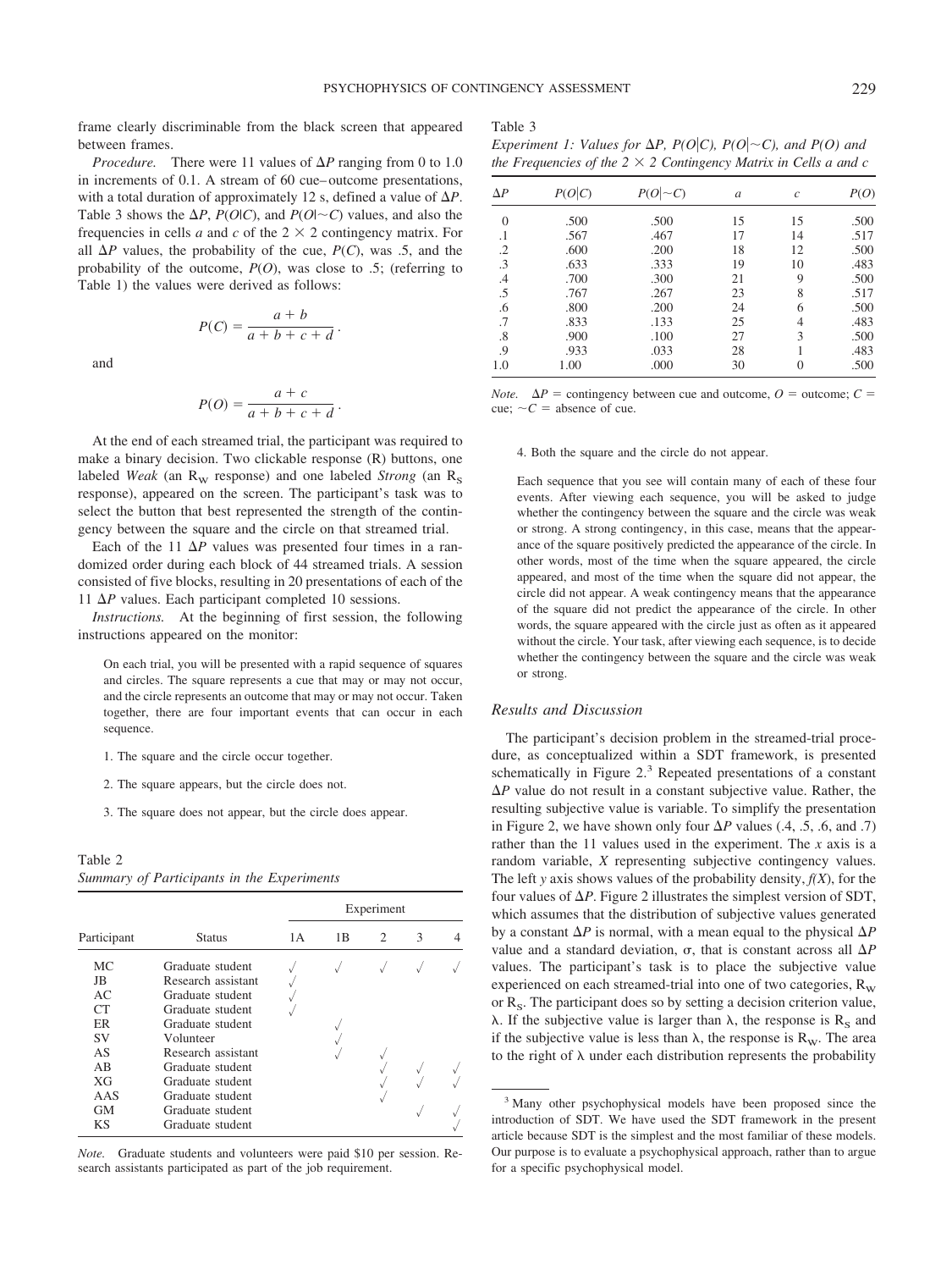frame clearly discriminable from the black screen that appeared between frames.

*Procedure.* There were 11 values of $\Delta P$ ranging from 0 to 1.0 in increments of 0.1. A stream of 60 cue–outcome presentations, with a total duration of approximately 12 s, defined a value of $\Delta P$. Table 3 shows the $\Delta P$, $P(O|C)$, and $P(O|{\sim}C)$ values, and also the frequencies in cells *a* and *c* of the 2 × 2 contingency matrix. For all $\Delta P$ values, the probability of the cue, $P(C)$, was .5, and the probability of the outcome, $P(O)$, was close to .5; (referring to Table 1) the values were derived as follows:

$$P(C) = \frac{a + b}{a + b + c + d}.$$

and

$$P(O) = \frac{a + c}{a + b + c + d}.$$

At the end of each streamed trial, the participant was required to make a binary decision. Two clickable response (R) buttons, one labeled *Weak* (an $R_W$ response) and one labeled *Strong* (an $R_S$ response), appeared on the screen. The participant's task was to select the button that best represented the strength of the contingency between the square and the circle on that streamed trial.

Each of the 11 $\Delta P$ values was presented four times in a randomized order during each block of 44 streamed trials. A session consisted of five blocks, resulting in 20 presentations of each of the 11 $\Delta P$ values. Each participant completed 10 sessions.

*Instructions.* At the beginning of first session, the following instructions appeared on the monitor:

> On each trial, you will be presented with a rapid sequence of squares and circles. The square represents a cue that may or may not occur, and the circle represents an outcome that may or may not occur. Taken together, there are four important events that can occur in each sequence.
>
> 1. The square and the circle occur together.
>
> 2. The square appears, but the circle does not.
>
> 3. The square does not appear, but the circle does appear.
>
> 4. Both the square and the circle do not appear.
>
> Each sequence that you see will contain many of each of these four events. After viewing each sequence, you will be asked to judge whether the contingency between the square and the circle was weak or strong. A strong contingency, in this case, means that the appearance of the square positively predicted the appearance of the circle. In other words, most of the time when the square appeared, the circle appeared, and most of the time when the square did not appear, the circle did not appear. A weak contingency means that the appearance of the square did not predict the appearance of the circle. In other words, the square appeared with the circle just as often as it appeared without the circle. Your task, after viewing each sequence, is to decide whether the contingency between the square and the circle was weak or strong.

Table 2
*Summary of Participants in the Experiments*

| Participant | Status | Experiment 1A | 1B | 2 | 3 | 4 |
|---|---|---|---|---|---|---|
| MC | Graduate student | √ | √ | √ | √ | √ |
| JB | Research assistant | √ | | | | |
| AC | Graduate student | √ | | | | |
| CT | Graduate student | √ | | | | |
| ER | Graduate student | | √ | | | |
| SV | Volunteer | | √ | | | |
| AS | Research assistant | | √ | √ | | |
| AB | Graduate student | | | √ | √ | √ |
| XG | Graduate student | | | √ | √ | √ |
| AAS | Graduate student | | | √ | | |
| GM | Graduate student | | | | √ | √ |
| KS | Graduate student | | | | | √ |

*Note.* Graduate students and volunteers were paid \$10 per session. Research assistants participated as part of the job requirement.

Table 3
*Experiment 1: Values for $\Delta P$, $P(O|C)$, $P(O|{\sim}C)$, and $P(O)$ and the Frequencies of the 2 × 2 Contingency Matrix in Cells a and c*

| $\Delta P$ | $P(O\|C)$ | $P(O\|{\sim}C)$ | *a* | *c* | $P(O)$ |
|---|---|---|---|---|---|
| 0 | .500 | .500 | 15 | 15 | .500 |
| .1 | .567 | .467 | 17 | 14 | .517 |
| .2 | .600 | .200 | 18 | 12 | .500 |
| .3 | .633 | .333 | 19 | 10 | .483 |
| .4 | .700 | .300 | 21 | 9 | .500 |
| .5 | .767 | .267 | 23 | 8 | .517 |
| .6 | .800 | .200 | 24 | 6 | .500 |
| .7 | .833 | .133 | 25 | 4 | .483 |
| .8 | .900 | .100 | 27 | 3 | .500 |
| .9 | .933 | .033 | 28 | 1 | .483 |
| 1.0 | 1.00 | .000 | 30 | 0 | .500 |

*Note.* $\Delta P$ = contingency between cue and outcome, $O$ = outcome; $C$ = cue; ${\sim}C$ = absence of cue.

## Results and Discussion

The participant's decision problem in the streamed-trial procedure, as conceptualized within a SDT framework, is presented schematically in Figure 2.[3] Repeated presentations of a constant $\Delta P$ value do not result in a constant subjective value. Rather, the resulting subjective value is variable. To simplify the presentation in Figure 2, we have shown only four $\Delta P$ values (.4, .5, .6, and .7) rather than the 11 values used in the experiment. The *x* axis is a random variable, *X* representing subjective contingency values. The left *y* axis shows values of the probability density, $f(X)$, for the four values of $\Delta P$. Figure 2 illustrates the simplest version of SDT, which assumes that the distribution of subjective values generated by a constant $\Delta P$ value is normal, with a mean equal to the physical $\Delta P$ value and a standard deviation, $\sigma$, that is constant across all $\Delta P$ values. The participant's task is to place the subjective value experienced on each streamed-trial into one of two categories, $R_W$ or $R_S$. The participant does so by setting a decision criterion value, $\lambda$. If the subjective value is larger than $\lambda$, the response is $R_S$ and if the subjective value is less than $\lambda$, the response is $R_W$. The area to the right of $\lambda$ under each distribution represents the probability

[3] Many other psychophysical models have been proposed since the introduction of SDT. We have used the SDT framework in the present article because SDT is the simplest and the most familiar of these models. Our purpose is to evaluate a psychophysical approach, rather than to argue for a specific psychophysical model.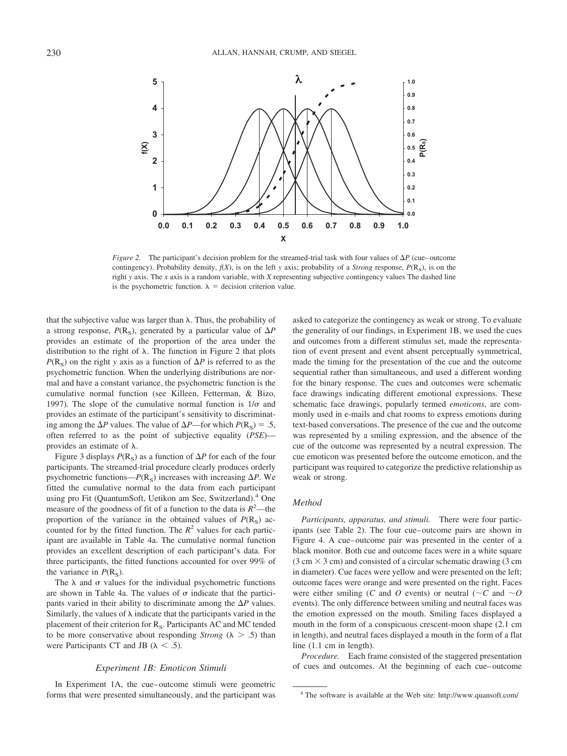*Figure 2.* The participant's decision problem for the streamed-trial task with four values of $\Delta P$ (cue–outcome contingency). Probability density, $f(X)$, is on the left $y$ axis; probability of a *Strong* response, $P(R_S)$, is on the right $y$ axis. The $x$ axis is a random variable, with $X$ representing subjective contingency values The dashed line is the psychometric function. $\lambda$ = decision criterion value.

that the subjective value was larger than $\lambda$. Thus, the probability of a strong response, $P(R_S)$, generated by a particular value of $\Delta P$ provides an estimate of the proportion of the area under the distribution to the right of $\lambda$. The function in Figure 2 that plots $P(R_S)$ on the right $y$ axis as a function of $\Delta P$ is referred to as the psychometric function. When the underlying distributions are normal and have a constant variance, the psychometric function is the cumulative normal function (see Killeen, Fetterman, & Bizo, 1997). The slope of the cumulative normal function is $1/\sigma$ and provides an estimate of the participant's sensitivity to discriminating among the $\Delta P$ values. The value of $\Delta P$—for which $P(R_S) = .5$, often referred to as the point of subjective equality (*PSE*)—provides an estimate of $\lambda$.

Figure 3 displays $P(R_S)$ as a function of $\Delta P$ for each of the four participants. The streamed-trial procedure clearly produces orderly psychometric functions—$P(R_S)$ increases with increasing $\Delta P$. We fitted the cumulative normal to the data from each participant using pro Fit (QuantumSoft, Uetikon am See, Switzerland).[4] One measure of the goodness of fit of a function to the data is $R^2$—the proportion of the variance in the obtained values of $P(R_S)$ accounted for by the fitted function. The $R^2$ values for each participant are available in Table 4a. The cumulative normal function provides an excellent description of each participant's data. For three participants, the fitted functions accounted for over 99% of the variance in $P(R_S)$.

The $\lambda$ and $\sigma$ values for the individual psychometric functions are shown in Table 4a. The values of $\sigma$ indicate that the participants varied in their ability to discriminate among the $\Delta P$ values. Similarly, the values of $\lambda$ indicate that the participants varied in the placement of their criterion for $R_S$. Participants AC and MC tended to be more conservative about responding *Strong* ($\lambda > .5$) than were Participants CT and JB ($\lambda < .5$).

### Experiment 1B: Emoticon Stimuli

In Experiment 1A, the cue–outcome stimuli were geometric forms that were presented simultaneously, and the participant was asked to categorize the contingency as weak or strong. To evaluate the generality of our findings, in Experiment 1B, we used the cues and outcomes from a different stimulus set, made the representation of event present and event absent perceptually symmetrical, made the timing for the presentation of the cue and the outcome sequential rather than simultaneous, and used a different wording for the binary response. The cues and outcomes were schematic face drawings indicating different emotional expressions. These schematic face drawings, popularly termed *emoticons*, are commonly used in e-mails and chat rooms to express emotions during text-based conversations. The presence of the cue and the outcome was represented by a smiling expression, and the absence of the cue of the outcome was represented by a neutral expression. The cue emoticon was presented before the outcome emoticon, and the participant was required to categorize the predictive relationship as weak or strong.

#### Method

*Participants, apparatus, and stimuli.* There were four participants (see Table 2). The four cue–outcome pairs are shown in Figure 4. A cue–outcome pair was presented in the center of a black monitor. Both cue and outcome faces were in a white square (3 cm × 3 cm) and consisted of a circular schematic drawing (3 cm in diameter). Cue faces were yellow and were presented on the left; outcome faces were orange and were presented on the right. Faces were either smiling (*C* and *O* events) or neutral (~*C* and ~*O* events). The only difference between smiling and neutral faces was the emotion expressed on the mouth. Smiling faces displayed a mouth in the form of a conspicuous crescent-moon shape (2.1 cm in length), and neutral faces displayed a mouth in the form of a flat line (1.1 cm in length).

*Procedure.* Each frame consisted of the staggered presentation of cues and outcomes. At the beginning of each cue–outcome

[4] The software is available at the Web site: http://www.quansoft.com/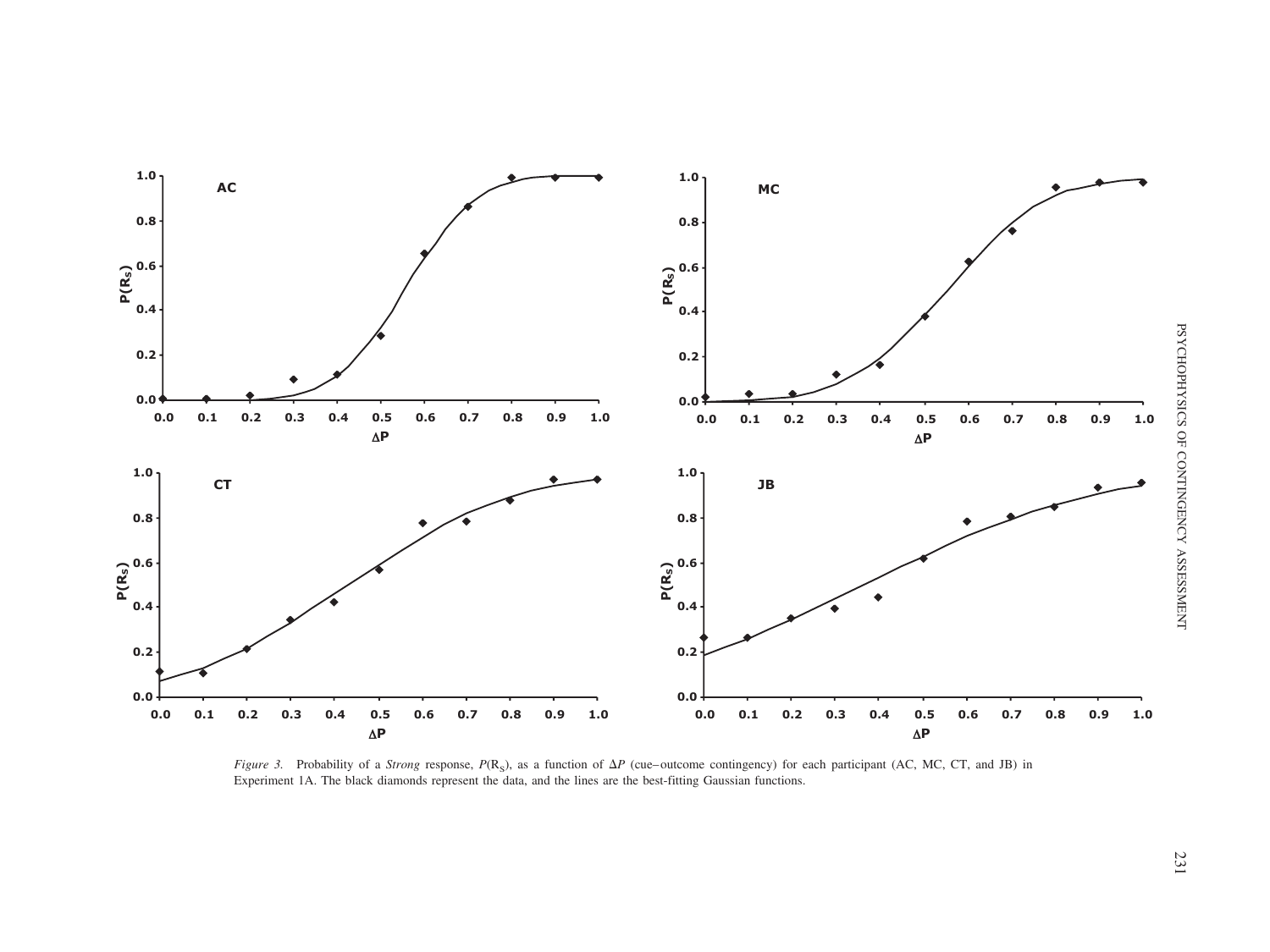*Figure 3.* Probability of a *Strong* response, $P(R_S)$, as a function of $\Delta P$ (cue–outcome contingency) for each participant (AC, MC, CT, and JB) in Experiment 1A. The black diamonds represent the data, and the lines are the best-fitting Gaussian functions.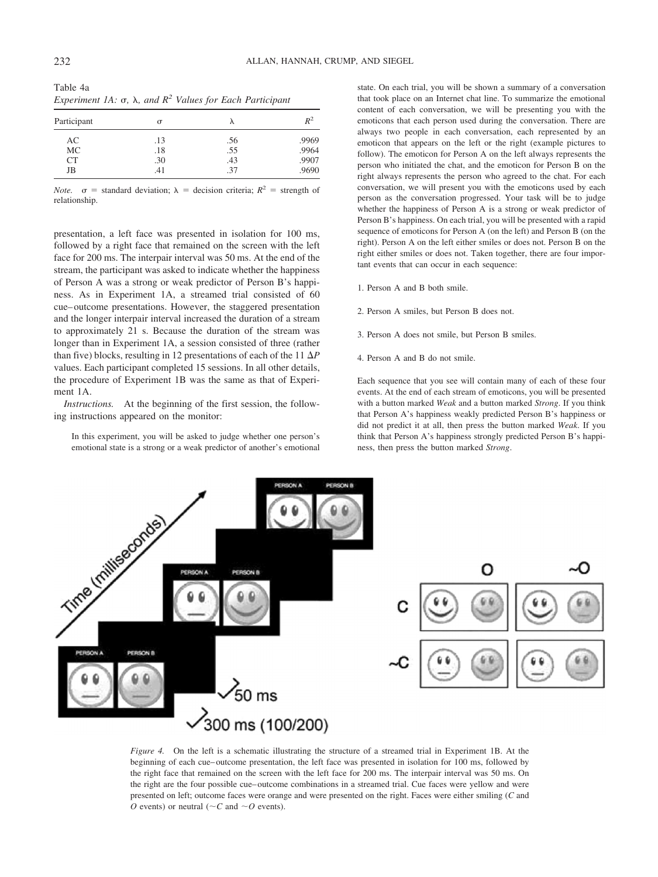Table 4a
*Experiment 1A: σ, λ, and $R^2$ Values for Each Participant*

| Participant | σ | λ | $R^2$ |
|---|---|---|---|
| AC | .13 | .56 | .9969 |
| MC | .18 | .55 | .9964 |
| CT | .30 | .43 | .9907 |
| JB | .41 | .37 | .9690 |

*Note.* σ = standard deviation; λ = decision criteria; $R^2$ = strength of relationship.

presentation, a left face was presented in isolation for 100 ms, followed by a right face that remained on the screen with the left face for 200 ms. The interpair interval was 50 ms. At the end of the stream, the participant was asked to indicate whether the happiness of Person A was a strong or weak predictor of Person B's happiness. As in Experiment 1A, a streamed trial consisted of 60 cue–outcome presentations. However, the staggered presentation and the longer interpair interval increased the duration of a stream to approximately 21 s. Because the duration of the stream was longer than in Experiment 1A, a session consisted of three (rather than five) blocks, resulting in 12 presentations of each of the 11 $\Delta P$ values. Each participant completed 15 sessions. In all other details, the procedure of Experiment 1B was the same as that of Experiment 1A.

*Instructions.* At the beginning of the first session, the following instructions appeared on the monitor:

> In this experiment, you will be asked to judge whether one person's emotional state is a strong or a weak predictor of another's emotional state. On each trial, you will be shown a summary of a conversation that took place on an Internet chat line. To summarize the emotional content of each conversation, we will be presenting you with the emoticons that each person used during the conversation. There are always two people in each conversation, each represented by an emoticon that appears on the left or the right (example pictures to follow). The emoticon for Person A on the left always represents the person who initiated the chat, and the emoticon for Person B on the right always represents the person who agreed to the chat. For each conversation, we will present you with the emoticons used by each person as the conversation progressed. Your task will be to judge whether the happiness of Person A is a strong or weak predictor of Person B's happiness. On each trial, you will be presented with a rapid sequence of emoticons for Person A (on the left) and Person B (on the right). Person A on the left either smiles or does not. Person B on the right either smiles or does not. Taken together, there are four important events that can occur in each sequence:
>
> 1. Person A and B both smile.
>
> 2. Person A smiles, but Person B does not.
>
> 3. Person A does not smile, but Person B smiles.
>
> 4. Person A and B do not smile.
>
> Each sequence that you see will contain many of each of these four events. At the end of each stream of emoticons, you will be presented with a button marked *Weak* and a button marked *Strong*. If you think that Person A's happiness weakly predicted Person B's happiness or did not predict it at all, then press the button marked *Weak*. If you think that Person A's happiness strongly predicted Person B's happiness, then press the button marked *Strong*.

Time (milliseconds)
PERSON A
PERSON B
50 ms
300 ms (100/200)
O
~O
C
~C

*Figure 4.* On the left is a schematic illustrating the structure of a streamed trial in Experiment 1B. At the beginning of each cue–outcome presentation, the left face was presented in isolation for 100 ms, followed by the right face that remained on the screen with the left face for 200 ms. The interpair interval was 50 ms. On the right are the four possible cue–outcome combinations in a streamed trial. Cue faces were yellow and were presented on left; outcome faces were orange and were presented on the right. Faces were either smiling (*C* and *O* events) or neutral (~*C* and ~*O* events).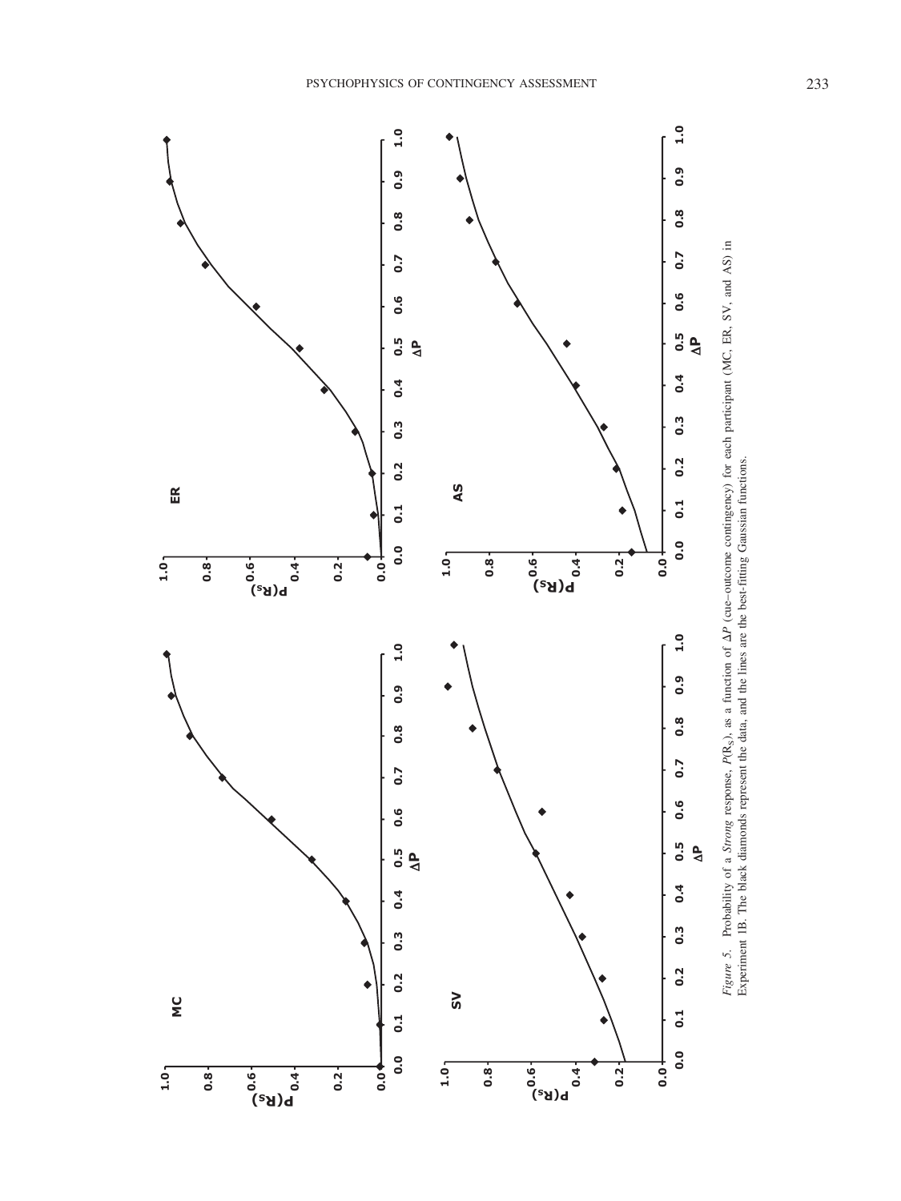*Figure 5.* Probability of a *Strong* response, $P(R_S)$, as a function of $\Delta P$ (cue–outcome contingency) for each participant (MC, ER, SV, and AS) in Experiment 1B. The black diamonds represent the data, and the lines are the best-fitting Gaussian functions.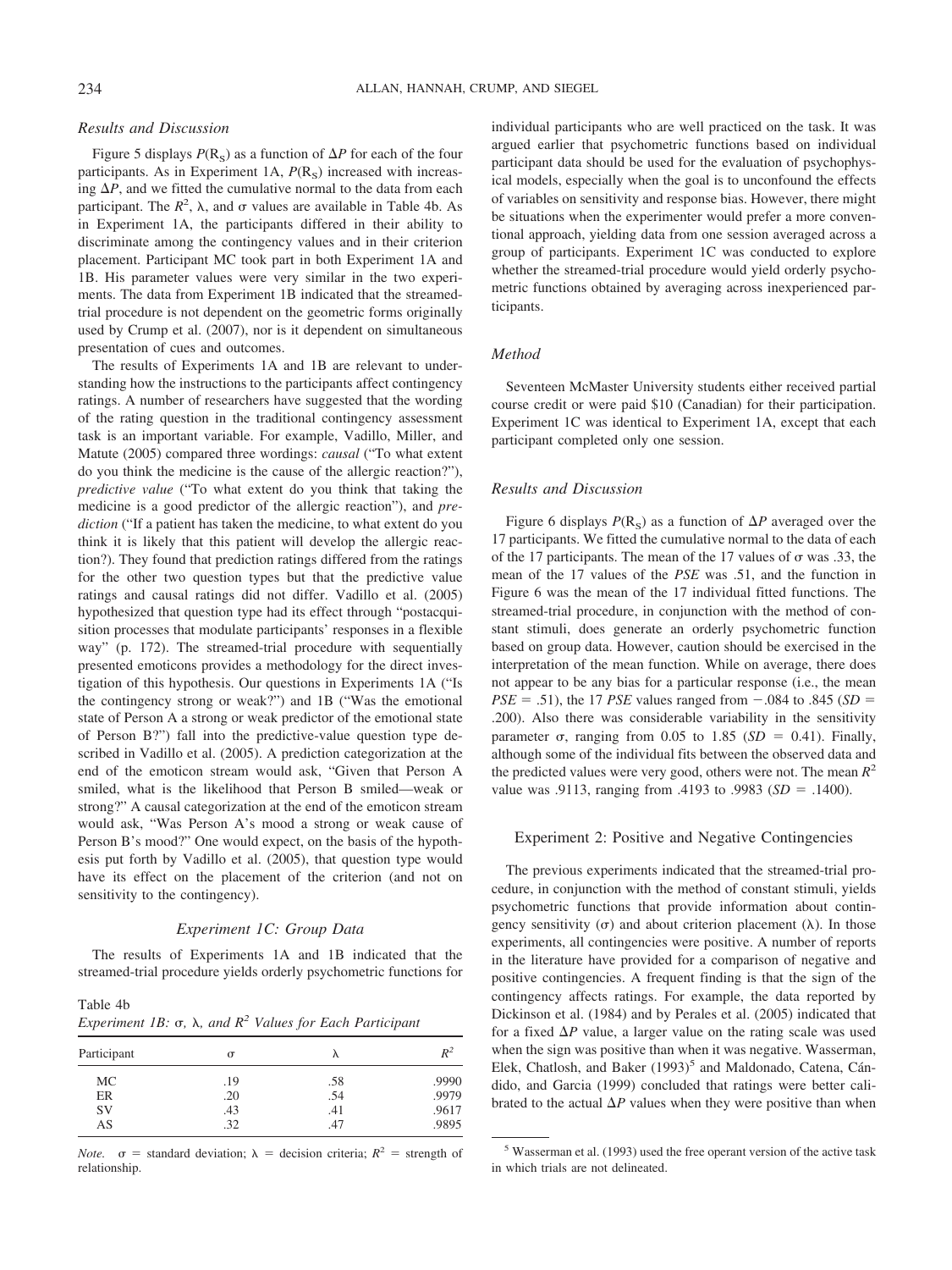### *Results and Discussion*

Figure 5 displays $P(R_S)$ as a function of $\Delta P$ for each of the four participants. As in Experiment 1A, $P(R_S)$ increased with increasing $\Delta P$, and we fitted the cumulative normal to the data from each participant. The $R^2$, $\lambda$, and $\sigma$ values are available in Table 4b. As in Experiment 1A, the participants differed in their ability to discriminate among the contingency values and in their criterion placement. Participant MC took part in both Experiment 1A and 1B. His parameter values were very similar in the two experiments. The data from Experiment 1B indicated that the streamed-trial procedure is not dependent on the geometric forms originally used by Crump et al. (2007), nor is it dependent on simultaneous presentation of cues and outcomes.

The results of Experiments 1A and 1B are relevant to understanding how the instructions to the participants affect contingency ratings. A number of researchers have suggested that the wording of the rating question in the traditional contingency assessment task is an important variable. For example, Vadillo, Miller, and Matute (2005) compared three wordings: *causal* ("To what extent do you think the medicine is the cause of the allergic reaction?"), *predictive value* ("To what extent do you think that taking the medicine is a good predictor of the allergic reaction"), and *prediction* ("If a patient has taken the medicine, to what extent do you think it is likely that this patient will develop the allergic reaction?). They found that prediction ratings differed from the ratings for the other two question types but that the predictive value ratings and causal ratings did not differ. Vadillo et al. (2005) hypothesized that question type had its effect through "postacquisition processes that modulate participants' responses in a flexible way" (p. 172). The streamed-trial procedure with sequentially presented emoticons provides a methodology for the direct investigation of this hypothesis. Our questions in Experiments 1A ("Is the contingency strong or weak?") and 1B ("Was the emotional state of Person A a strong or weak predictor of the emotional state of Person B?") fall into the predictive-value question type described in Vadillo et al. (2005). A prediction categorization at the end of the emoticon stream would ask, "Given that Person A smiled, what is the likelihood that Person B smiled—weak or strong?" A causal categorization at the end of the emoticon stream would ask, "Was Person A's mood a strong or weak cause of Person B's mood?" One would expect, on the basis of the hypothesis put forth by Vadillo et al. (2005), that question type would have its effect on the placement of the criterion (and not on sensitivity to the contingency).

### *Experiment 1C: Group Data*

The results of Experiments 1A and 1B indicated that the streamed-trial procedure yields orderly psychometric functions for individual participants who are well practiced on the task. It was argued earlier that psychometric functions based on individual participant data should be used for the evaluation of psychophysical models, especially when the goal is to unconfound the effects of variables on sensitivity and response bias. However, there might be situations when the experimenter would prefer a more conventional approach, yielding data from one session averaged across a group of participants. Experiment 1C was conducted to explore whether the streamed-trial procedure would yield orderly psychometric functions obtained by averaging across inexperienced participants.

Table 4b
*Experiment 1B: $\sigma$, $\lambda$, and $R^2$ Values for Each Participant*

| Participant | $\sigma$ | $\lambda$ | $R^2$ |
|---|---|---|---|
| MC | .19 | .58 | .9990 |
| ER | .20 | .54 | .9979 |
| SV | .43 | .41 | .9617 |
| AS | .32 | .47 | .9895 |

*Note.* $\sigma$ = standard deviation; $\lambda$ = decision criteria; $R^2$ = strength of relationship.

### *Method*

Seventeen McMaster University students either received partial course credit or were paid \$10 (Canadian) for their participation. Experiment 1C was identical to Experiment 1A, except that each participant completed only one session.

### *Results and Discussion*

Figure 6 displays $P(R_S)$ as a function of $\Delta P$ averaged over the 17 participants. We fitted the cumulative normal to the data of each of the 17 participants. The mean of the 17 values of $\sigma$ was .33, the mean of the 17 values of the *PSE* was .51, and the function in Figure 6 was the mean of the 17 individual fitted functions. The streamed-trial procedure, in conjunction with the method of constant stimuli, does generate an orderly psychometric function based on group data. However, caution should be exercised in the interpretation of the mean function. While on average, there does not appear to be any bias for a particular response (i.e., the mean *PSE* = .51), the 17 *PSE* values ranged from −.084 to .845 (*SD* = .200). Also there was considerable variability in the sensitivity parameter $\sigma$, ranging from 0.05 to 1.85 (*SD* = 0.41). Finally, although some of the individual fits between the observed data and the predicted values were very good, others were not. The mean $R^2$ value was .9113, ranging from .4193 to .9983 (*SD* = .1400).

## Experiment 2: Positive and Negative Contingencies

The previous experiments indicated that the streamed-trial procedure, in conjunction with the method of constant stimuli, yields psychometric functions that provide information about contingency sensitivity ($\sigma$) and about criterion placement ($\lambda$). In those experiments, all contingencies were positive. A number of reports in the literature have provided for a comparison of negative and positive contingencies. A frequent finding is that the sign of the contingency affects ratings. For example, the data reported by Dickinson et al. (1984) and by Perales et al. (2005) indicated that for a fixed $\Delta P$ value, a larger value on the rating scale was used when the sign was positive than when it was negative. Wasserman, Elek, Chatlosh, and Baker (1993)[5] and Maldonado, Catena, Cándido, and Garcia (1999) concluded that ratings were better calibrated to the actual $\Delta P$ values when they were positive than when

[5] Wasserman et al. (1993) used the free operant version of the active task in which trials are not delineated.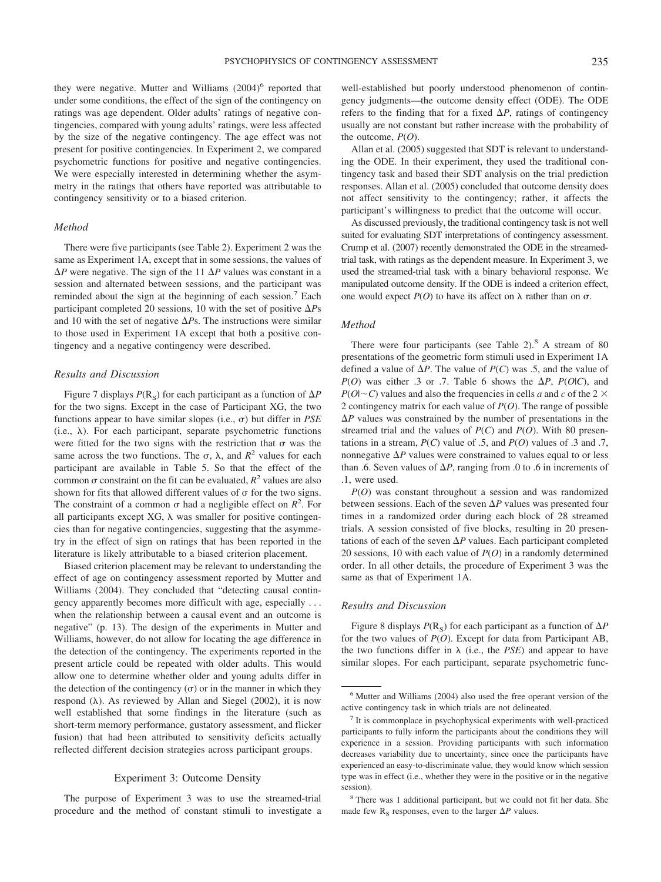they were negative. Mutter and Williams (2004)[6] reported that under some conditions, the effect of the sign of the contingency on ratings was age dependent. Older adults' ratings of negative contingencies, compared with young adults' ratings, were less affected by the size of the negative contingency. The age effect was not present for positive contingencies. In Experiment 2, we compared psychometric functions for positive and negative contingencies. We were especially interested in determining whether the asymmetry in the ratings that others have reported was attributable to contingency sensitivity or to a biased criterion.

### *Method*

There were five participants (see Table 2). Experiment 2 was the same as Experiment 1A, except that in some sessions, the values of $\Delta P$ were negative. The sign of the 11 $\Delta P$ values was constant in a session and alternated between sessions, and the participant was reminded about the sign at the beginning of each session.[7] Each participant completed 20 sessions, 10 with the set of positive $\Delta P$s and 10 with the set of negative $\Delta P$s. The instructions were similar to those used in Experiment 1A except that both a positive contingency and a negative contingency were described.

### *Results and Discussion*

Figure 7 displays $P(R_S)$ for each participant as a function of $\Delta P$ for the two signs. Except in the case of Participant XG, the two functions appear to have similar slopes (i.e., $\sigma$) but differ in *PSE* (i.e., $\lambda$). For each participant, separate psychometric functions were fitted for the two signs with the restriction that $\sigma$ was the same across the two functions. The $\sigma$, $\lambda$, and $R^2$ values for each participant are available in Table 5. So that the effect of the common $\sigma$ constraint on the fit can be evaluated, $R^2$ values are also shown for fits that allowed different values of $\sigma$ for the two signs. The constraint of a common $\sigma$ had a negligible effect on $R^2$. For all participants except XG, $\lambda$ was smaller for positive contingencies than for negative contingencies, suggesting that the asymmetry in the effect of sign on ratings that has been reported in the literature is likely attributable to a biased criterion placement.

Biased criterion placement may be relevant to understanding the effect of age on contingency assessment reported by Mutter and Williams (2004). They concluded that "detecting causal contingency apparently becomes more difficult with age, especially . . . when the relationship between a causal event and an outcome is negative" (p. 13). The design of the experiments in Mutter and Williams, however, do not allow for locating the age difference in the detection of the contingency. The experiments reported in the present article could be repeated with older adults. This would allow one to determine whether older and young adults differ in the detection of the contingency ($\sigma$) or in the manner in which they respond ($\lambda$). As reviewed by Allan and Siegel (2002), it is now well established that some findings in the literature (such as short-term memory performance, gustatory assessment, and flicker fusion) that had been attributed to sensitivity deficits actually reflected different decision strategies across participant groups.

## Experiment 3: Outcome Density

The purpose of Experiment 3 was to use the streamed-trial procedure and the method of constant stimuli to investigate a well-established but poorly understood phenomenon of contingency judgments—the outcome density effect (ODE). The ODE refers to the finding that for a fixed $\Delta P$, ratings of contingency usually are not constant but rather increase with the probability of the outcome, $P(O)$.

Allan et al. (2005) suggested that SDT is relevant to understanding the ODE. In their experiment, they used the traditional contingency task and based their SDT analysis on the trial prediction responses. Allan et al. (2005) concluded that outcome density does not affect sensitivity to the contingency; rather, it affects the participant's willingness to predict that the outcome will occur.

As discussed previously, the traditional contingency task is not well suited for evaluating SDT interpretations of contingency assessment. Crump et al. (2007) recently demonstrated the ODE in the streamed-trial task, with ratings as the dependent measure. In Experiment 3, we used the streamed-trial task with a binary behavioral response. We manipulated outcome density. If the ODE is indeed a criterion effect, one would expect $P(O)$ to have its affect on $\lambda$ rather than on $\sigma$.

### *Method*

There were four participants (see Table 2).[8] A stream of 80 presentations of the geometric form stimuli used in Experiment 1A defined a value of $\Delta P$. The value of $P(C)$ was .5, and the value of $P(O)$ was either .3 or .7. Table 6 shows the $\Delta P$, $P(O|C)$, and $P(O|{\sim}C)$ values and also the frequencies in cells *a* and *c* of the 2 × 2 contingency matrix for each value of $P(O)$. The range of possible $\Delta P$ values was constrained by the number of presentations in the streamed trial and the values of $P(C)$ and $P(O)$. With 80 presentations in a stream, $P(C)$ value of .5, and $P(O)$ values of .3 and .7, nonnegative $\Delta P$ values were constrained to values equal to or less than .6. Seven values of $\Delta P$, ranging from .0 to .6 in increments of .1, were used.

$P(O)$ was constant throughout a session and was randomized between sessions. Each of the seven $\Delta P$ values was presented four times in a randomized order during each block of 28 streamed trials. A session consisted of five blocks, resulting in 20 presentations of each of the seven $\Delta P$ values. Each participant completed 20 sessions, 10 with each value of $P(O)$ in a randomly determined order. In all other details, the procedure of Experiment 3 was the same as that of Experiment 1A.

### *Results and Discussion*

Figure 8 displays $P(R_S)$ for each participant as a function of $\Delta P$ for the two values of $P(O)$. Except for data from Participant AB, the two functions differ in $\lambda$ (i.e., the *PSE*) and appear to have similar slopes. For each participant, separate psychometric func-

---

[6] Mutter and Williams (2004) also used the free operant version of the active contingency task in which trials are not delineated.

[7] It is commonplace in psychophysical experiments with well-practiced participants to fully inform the participants about the conditions they will experience in a session. Providing participants with such information decreases variability due to uncertainty, since once the participants have experienced an easy-to-discriminate value, they would know which session type was in effect (i.e., whether they were in the positive or in the negative session).

[8] There was 1 additional participant, but we could not fit her data. She made few $R_S$ responses, even to the larger $\Delta P$ values.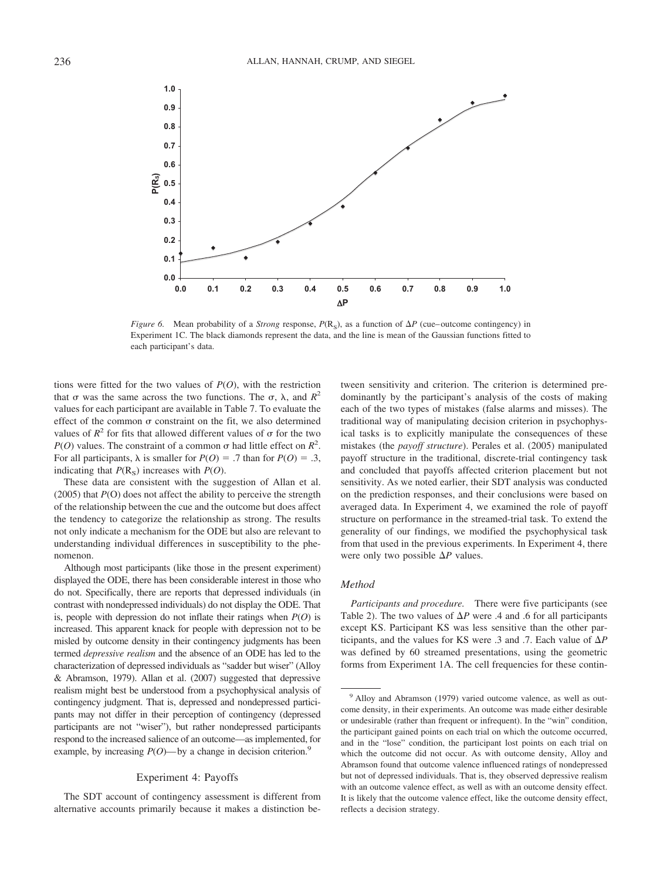*Figure 6.* Mean probability of a *Strong* response, $P(R_S)$, as a function of $\Delta P$ (cue–outcome contingency) in Experiment 1C. The black diamonds represent the data, and the line is mean of the Gaussian functions fitted to each participant's data.

tions were fitted for the two values of $P(O)$, with the restriction that $\sigma$ was the same across the two functions. The $\sigma$, $\lambda$, and $R^2$ values for each participant are available in Table 7. To evaluate the effect of the common $\sigma$ constraint on the fit, we also determined values of $R^2$ for fits that allowed different values of $\sigma$ for the two $P(O)$ values. The constraint of a common $\sigma$ had little effect on $R^2$. For all participants, $\lambda$ is smaller for $P(O) = .7$ than for $P(O) = .3$, indicating that $P(R_S)$ increases with $P(O)$.

These data are consistent with the suggestion of Allan et al. (2005) that $P$(O) does not affect the ability to perceive the strength of the relationship between the cue and the outcome but does affect the tendency to categorize the relationship as strong. The results not only indicate a mechanism for the ODE but also are relevant to understanding individual differences in susceptibility to the phenomenon.

Although most participants (like those in the present experiment) displayed the ODE, there has been considerable interest in those who do not. Specifically, there are reports that depressed individuals (in contrast with nondepressed individuals) do not display the ODE. That is, people with depression do not inflate their ratings when $P(O)$ is increased. This apparent knack for people with depression not to be misled by outcome density in their contingency judgments has been termed *depressive realism* and the absence of an ODE has led to the characterization of depressed individuals as "sadder but wiser" (Alloy & Abramson, 1979). Allan et al. (2007) suggested that depressive realism might best be understood from a psychophysical analysis of contingency judgment. That is, depressed and nondepressed participants may not differ in their perception of contingency (depressed participants are not "wiser"), but rather nondepressed participants respond to the increased salience of an outcome—as implemented, for example, by increasing $P(O)$—by a change in decision criterion.[9]

## Experiment 4: Payoffs

The SDT account of contingency assessment is different from alternative accounts primarily because it makes a distinction between sensitivity and criterion. The criterion is determined predominantly by the participant's analysis of the costs of making each of the two types of mistakes (false alarms and misses). The traditional way of manipulating decision criterion in psychophysical tasks is to explicitly manipulate the consequences of these mistakes (the *payoff structure*). Perales et al. (2005) manipulated payoff structure in the traditional, discrete-trial contingency task and concluded that payoffs affected criterion placement but not sensitivity. As we noted earlier, their SDT analysis was conducted on the prediction responses, and their conclusions were based on averaged data. In Experiment 4, we examined the role of payoff structure on performance in the streamed-trial task. To extend the generality of our findings, we modified the psychophysical task from that used in the previous experiments. In Experiment 4, there were only two possible $\Delta P$ values.

### Method

*Participants and procedure.* There were five participants (see Table 2). The two values of $\Delta P$ were .4 and .6 for all participants except KS. Participant KS was less sensitive than the other participants, and the values for KS were .3 and .7. Each value of $\Delta P$ was defined by 60 streamed presentations, using the geometric forms from Experiment 1A. The cell frequencies for these contin-

[9] Alloy and Abramson (1979) varied outcome valence, as well as outcome density, in their experiments. An outcome was made either desirable or undesirable (rather than frequent or infrequent). In the "win" condition, the participant gained points on each trial on which the outcome occurred, and in the "lose" condition, the participant lost points on each trial on which the outcome did not occur. As with outcome density, Alloy and Abramson found that outcome valence influenced ratings of nondepressed but not of depressed individuals. That is, they observed depressive realism with an outcome valence effect, as well as with an outcome density effect. It is likely that the outcome valence effect, like the outcome density effect, reflects a decision strategy.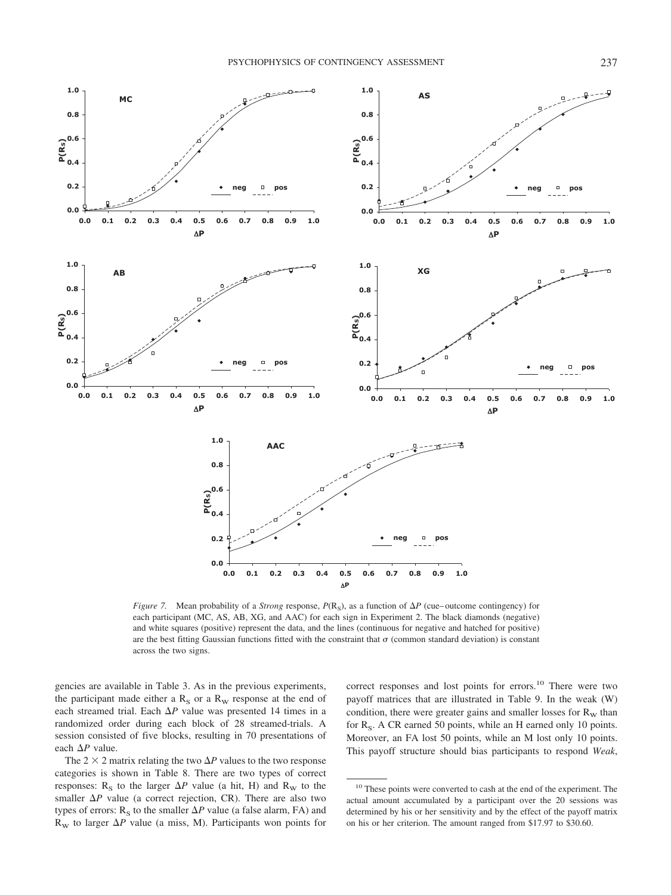*Figure 7.* Mean probability of a *Strong* response, $P(R_S)$, as a function of $\Delta P$ (cue–outcome contingency) for each participant (MC, AS, AB, XG, and AAC) for each sign in Experiment 2. The black diamonds (negative) and white squares (positive) represent the data, and the lines (continuous for negative and hatched for positive) are the best fitting Gaussian functions fitted with the constraint that $\sigma$ (common standard deviation) is constant across the two signs.

gencies are available in Table 3. As in the previous experiments, the participant made either a $R_S$ or a $R_W$ response at the end of each streamed trial. Each $\Delta P$ value was presented 14 times in a randomized order during each block of 28 streamed-trials. A session consisted of five blocks, resulting in 70 presentations of each $\Delta P$ value.

The $2 \times 2$ matrix relating the two $\Delta P$ values to the two response categories is shown in Table 8. There are two types of correct responses: $R_S$ to the larger $\Delta P$ value (a hit, H) and $R_W$ to the smaller $\Delta P$ value (a correct rejection, CR). There are also two types of errors: $R_S$ to the smaller $\Delta P$ value (a false alarm, FA) and $R_W$ to larger $\Delta P$ value (a miss, M). Participants won points for correct responses and lost points for errors.[10] There were two payoff matrices that are illustrated in Table 9. In the weak (W) condition, there were greater gains and smaller losses for $R_W$ than for $R_S$. A CR earned 50 points, while an H earned only 10 points. Moreover, an FA lost 50 points, while an M lost only 10 points. This payoff structure should bias participants to respond *Weak*,

[10] These points were converted to cash at the end of the experiment. The actual amount accumulated by a participant over the 20 sessions was determined by his or her sensitivity and by the effect of the payoff matrix on his or her criterion. The amount ranged from \$17.97 to \$30.60.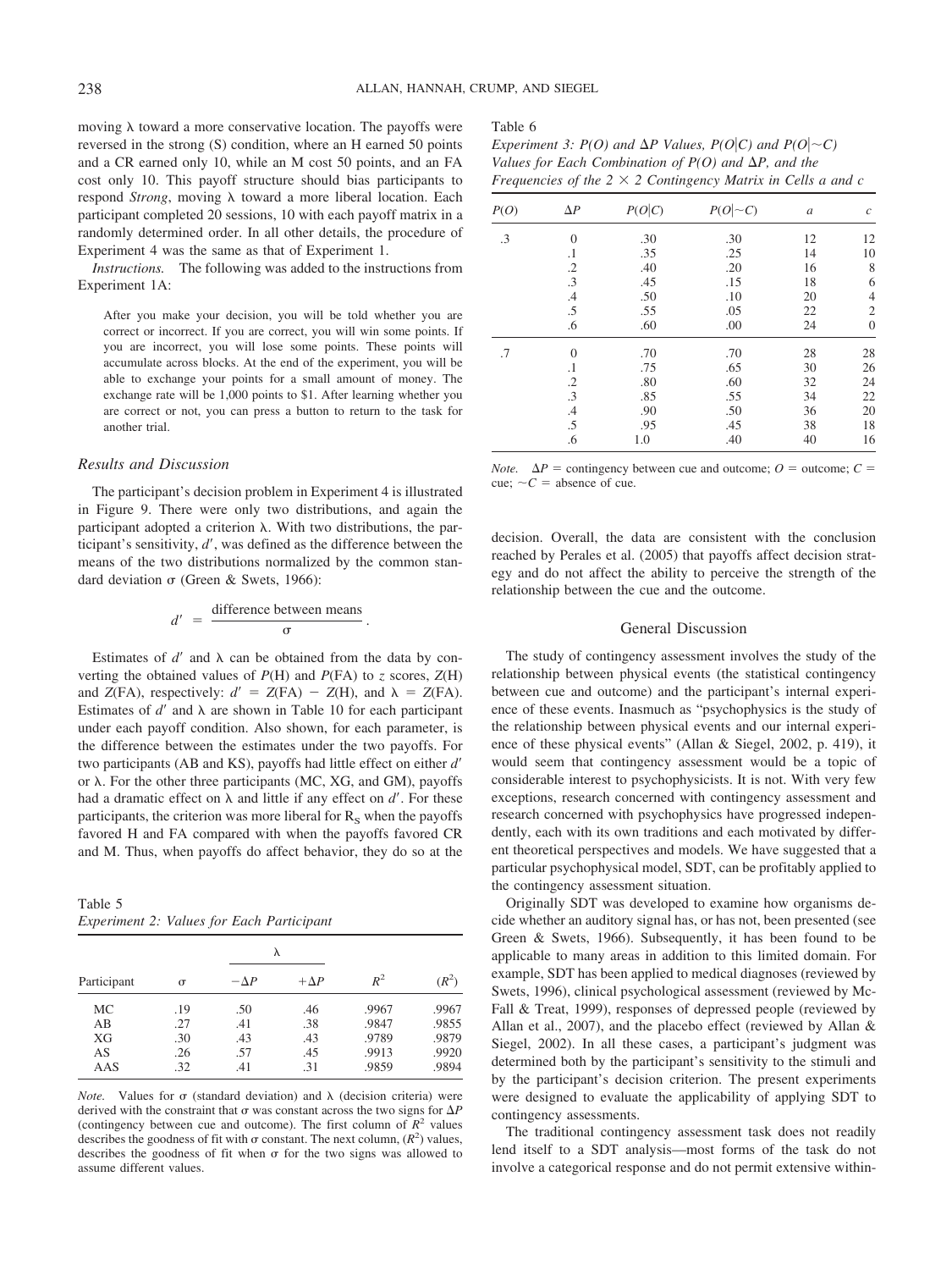moving λ toward a more conservative location. The payoffs were reversed in the strong (S) condition, where an H earned 50 points and a CR earned only 10, while an M cost 50 points, and an FA cost only 10. This payoff structure should bias participants to respond *Strong*, moving λ toward a more liberal location. Each participant completed 20 sessions, 10 with each payoff matrix in a randomly determined order. In all other details, the procedure of Experiment 4 was the same as that of Experiment 1.

*Instructions.* The following was added to the instructions from Experiment 1A:

> After you make your decision, you will be told whether you are correct or incorrect. If you are correct, you will win some points. If you are incorrect, you will lose some points. These points will accumulate across blocks. At the end of the experiment, you will be able to exchange your points for a small amount of money. The exchange rate will be 1,000 points to $1. After learning whether you are correct or not, you can press a button to return to the task for another trial.

### Results and Discussion

The participant's decision problem in Experiment 4 is illustrated in Figure 9. There were only two distributions, and again the participant adopted a criterion λ. With two distributions, the participant's sensitivity, $d'$, was defined as the difference between the means of the two distributions normalized by the common standard deviation σ (Green & Swets, 1966):

$$d' = \frac{\text{difference between means}}{\sigma}.$$

Estimates of $d'$ and λ can be obtained from the data by converting the obtained values of $P$(H) and $P$(FA) to $z$ scores, $Z$(H) and Z(FA), respectively: $d' = Z(\text{FA}) - Z(\text{H})$, and $\lambda = Z(\text{FA})$. Estimates of $d'$ and λ are shown in Table 10 for each participant under each payoff condition. Also shown, for each parameter, is the difference between the estimates under the two payoffs. For two participants (AB and KS), payoffs had little effect on either $d'$ or λ. For the other three participants (MC, XG, and GM), payoffs had a dramatic effect on λ and little if any effect on $d'$. For these participants, the criterion was more liberal for $R_S$ when the payoffs favored H and FA compared with when the payoffs favored CR and M. Thus, when payoffs do affect behavior, they do so at the decision. Overall, the data are consistent with the conclusion reached by Perales et al. (2005) that payoffs affect decision strategy and do not affect the ability to perceive the strength of the relationship between the cue and the outcome.

Table 5
*Experiment 2: Values for Each Participant*

| Participant | σ | λ | | $R^2$ | $(R^2)$ |
|---|---|---|---|---|---|
| | | $-\Delta P$ | $+\Delta P$ | | |
| MC | .19 | .50 | .46 | .9967 | .9967 |
| AB | .27 | .41 | .38 | .9847 | .9855 |
| XG | .30 | .43 | .43 | .9789 | .9879 |
| AS | .26 | .57 | .45 | .9913 | .9920 |
| AAS | .32 | .41 | .31 | .9859 | .9894 |

*Note.* Values for σ (standard deviation) and λ (decision criteria) were derived with the constraint that σ was constant across the two signs for $\Delta P$ (contingency between cue and outcome). The first column of $R^2$ values describes the goodness of fit with σ constant. The next column, $(R^2)$ values, describes the goodness of fit when σ for the two signs was allowed to assume different values.

Table 6
*Experiment 3: $P(O)$ and $\Delta P$ Values, $P(O|C)$ and $P(O|{\sim}C)$ Values for Each Combination of $P(O)$ and $\Delta P$, and the Frequencies of the 2 × 2 Contingency Matrix in Cells a and c*

| $P(O)$ | $\Delta P$ | $P(O\|C)$ | $P(O\|{\sim}C)$ | $a$ | $c$ |
|---|---|---|---|---|---|
| .3 | 0 | .30 | .30 | 12 | 12 |
| | .1 | .35 | .25 | 14 | 10 |
| | .2 | .40 | .20 | 16 | 8 |
| | .3 | .45 | .15 | 18 | 6 |
| | .4 | .50 | .10 | 20 | 4 |
| | .5 | .55 | .05 | 22 | 2 |
| | .6 | .60 | .00 | 24 | 0 |
| .7 | 0 | .70 | .70 | 28 | 28 |
| | .1 | .75 | .65 | 30 | 26 |
| | .2 | .80 | .60 | 32 | 24 |
| | .3 | .85 | .55 | 34 | 22 |
| | .4 | .90 | .50 | 36 | 20 |
| | .5 | .95 | .45 | 38 | 18 |
| | .6 | 1.0 | .40 | 40 | 16 |

*Note.* $\Delta P$ = contingency between cue and outcome; $O$ = outcome; $C$ = cue; ${\sim}C$ = absence of cue.

## General Discussion

The study of contingency assessment involves the study of the relationship between physical events (the statistical contingency between cue and outcome) and the participant's internal experience of these events. Inasmuch as "psychophysics is the study of the relationship between physical events and our internal experience of these physical events" (Allan & Siegel, 2002, p. 419), it would seem that contingency assessment would be a topic of considerable interest to psychophysicists. It is not. With very few exceptions, research concerned with contingency assessment and research concerned with psychophysics have progressed independently, each with its own traditions and each motivated by different theoretical perspectives and models. We have suggested that a particular psychophysical model, SDT, can be profitably applied to the contingency assessment situation.

Originally SDT was developed to examine how organisms decide whether an auditory signal has, or has not, been presented (see Green & Swets, 1966). Subsequently, it has been found to be applicable to many areas in addition to this limited domain. For example, SDT has been applied to medical diagnoses (reviewed by Swets, 1996), clinical psychological assessment (reviewed by McFall & Treat, 1999), responses of depressed people (reviewed by Allan et al., 2007), and the placebo effect (reviewed by Allan & Siegel, 2002). In all these cases, a participant's judgment was determined both by the participant's sensitivity to the stimuli and by the participant's decision criterion. The present experiments were designed to evaluate the applicability of applying SDT to contingency assessments.

The traditional contingency assessment task does not readily lend itself to a SDT analysis—most forms of the task do not involve a categorical response and do not permit extensive within-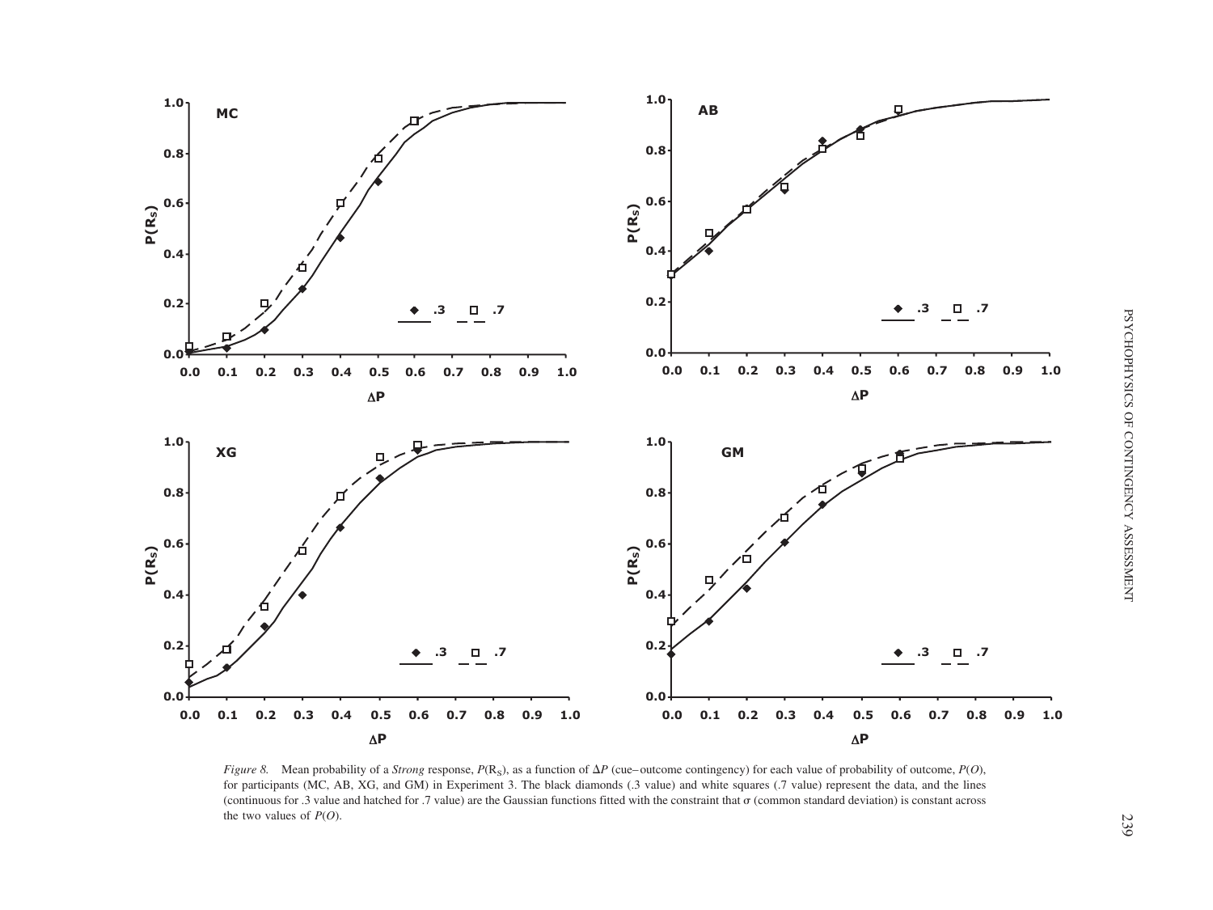*Figure 8.* Mean probability of a *Strong* response, $P(R_S)$, as a function of $\Delta P$ (cue–outcome contingency) for each value of probability of outcome, $P(O)$, for participants (MC, AB, XG, and GM) in Experiment 3. The black diamonds (.3 value) and white squares (.7 value) represent the data, and the lines (continuous for .3 value and hatched for .7 value) are the Gaussian functions fitted with the constraint that σ (common standard deviation) is constant across the two values of $P(O)$.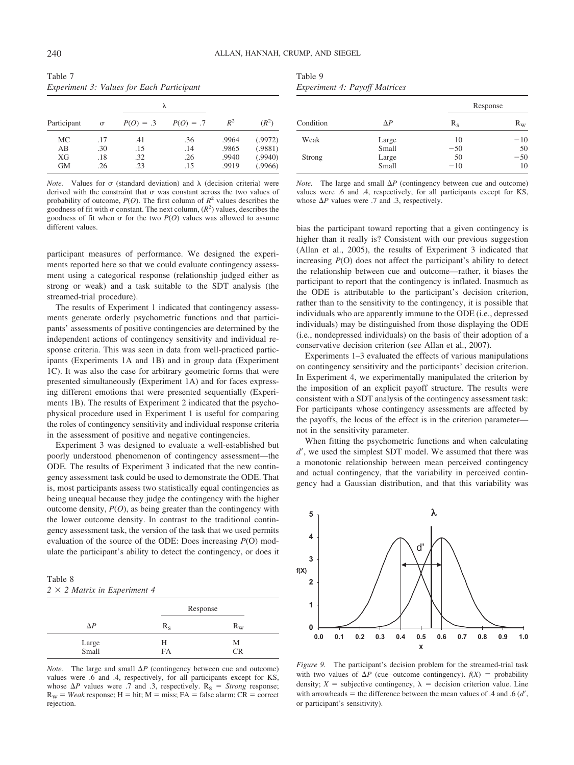Table 7
*Experiment 3: Values for Each Participant*

| Participant | $\sigma$ | $\lambda$ | | $R^2$ | $(R^2)$ |
|---|---|---|---|---|---|
| | | $P(O)$ = .3 | $P(O)$ = .7 | | |
| MC | .17 | .41 | .36 | .9964 | (.9972) |
| AB | .30 | .15 | .14 | .9865 | (.9881) |
| XG | .18 | .32 | .26 | .9940 | (.9940) |
| GM | .26 | .23 | .15 | .9919 | (.9966) |

*Note.* Values for $\sigma$ (standard deviation) and $\lambda$ (decision criteria) were derived with the constraint that $\sigma$ was constant across the two values of probability of outcome, $P(O)$. The first column of $R^2$ values describes the goodness of fit with $\sigma$ constant. The next column, $(R^2)$ values, describes the goodness of fit when $\sigma$ for the two $P(O)$ values was allowed to assume different values.

participant measures of performance. We designed the experiments reported here so that we could evaluate contingency assessment using a categorical response (relationship judged either as strong or weak) and a task suitable to the SDT analysis (the streamed-trial procedure).

The results of Experiment 1 indicated that contingency assessments generate orderly psychometric functions and that participants' assessments of positive contingencies are determined by the independent actions of contingency sensitivity and individual response criteria. This was seen in data from well-practiced participants (Experiments 1A and 1B) and in group data (Experiment 1C). It was also the case for arbitrary geometric forms that were presented simultaneously (Experiment 1A) and for faces expressing different emotions that were presented sequentially (Experiments 1B). The results of Experiment 2 indicated that the psychophysical procedure used in Experiment 1 is useful for comparing the roles of contingency sensitivity and individual response criteria in the assessment of positive and negative contingencies.

Experiment 3 was designed to evaluate a well-established but poorly understood phenomenon of contingency assessment—the ODE. The results of Experiment 3 indicated that the new contingency assessment task could be used to demonstrate the ODE. That is, most participants assess two statistically equal contingencies as being unequal because they judge the contingency with the higher outcome density, $P(O)$, as being greater than the contingency with the lower outcome density. In contrast to the traditional contingency assessment task, the version of the task that we used permits evaluation of the source of the ODE: Does increasing $P$(O) modulate the participant's ability to detect the contingency, or does it bias the participant toward reporting that a given contingency is higher than it really is? Consistent with our previous suggestion (Allan et al., 2005), the results of Experiment 3 indicated that increasing $P$(O) does not affect the participant's ability to detect the relationship between cue and outcome—rather, it biases the participant to report that the contingency is inflated. Inasmuch as the ODE is attributable to the participant's decision criterion, rather than to the sensitivity to the contingency, it is possible that individuals who are apparently immune to the ODE (i.e., depressed individuals) may be distinguished from those displaying the ODE (i.e., nondepressed individuals) on the basis of their adoption of a conservative decision criterion (see Allan et al., 2007).

Table 8
*2 × 2 Matrix in Experiment 4*

| $\Delta P$ | Response $R_S$ | Response $R_W$ |
|---|---|---|
| Large | H | M |
| Small | FA | CR |

*Note.* The large and small $\Delta P$ (contingency between cue and outcome) values were .6 and .4, respectively, for all participants except for KS, whose $\Delta P$ values were .7 and .3, respectively. $R_S$ = *Strong* response; $R_W$ = *Weak* response; H = hit; M = miss; FA = false alarm; CR = correct rejection.

Table 9
*Experiment 4: Payoff Matrices*

| Condition | $\Delta P$ | Response $R_S$ | Response $R_W$ |
|---|---|---|---|
| Weak | Large | 10 | −10 |
| | Small | −50 | 50 |
| Strong | Large | 50 | −50 |
| | Small | −10 | 10 |

*Note.* The large and small $\Delta P$ (contingency between cue and outcome) values were .6 and .4, respectively, for all participants except for KS, whose $\Delta P$ values were .7 and .3, respectively.

Experiments 1–3 evaluated the effects of various manipulations on contingency sensitivity and the participants' decision criterion. In Experiment 4, we experimentally manipulated the criterion by the imposition of an explicit payoff structure. The results were consistent with a SDT analysis of the contingency assessment task: For participants whose contingency assessments are affected by the payoffs, the locus of the effect is in the criterion parameter—not in the sensitivity parameter.

When fitting the psychometric functions and when calculating $d'$, we used the simplest SDT model. We assumed that there was a monotonic relationship between mean perceived contingency and actual contingency, that the variability in perceived contingency had a Gaussian distribution, and that this variability was

*Figure 9.* The participant's decision problem for the streamed-trial task with two values of $\Delta P$ (cue–outcome contingency). $f(X)$ = probability density; $X$ = subjective contingency, $\lambda$ = decision criterion value. Line with arrowheads = the difference between the mean values of .4 and .6 ($d'$, or participant's sensitivity).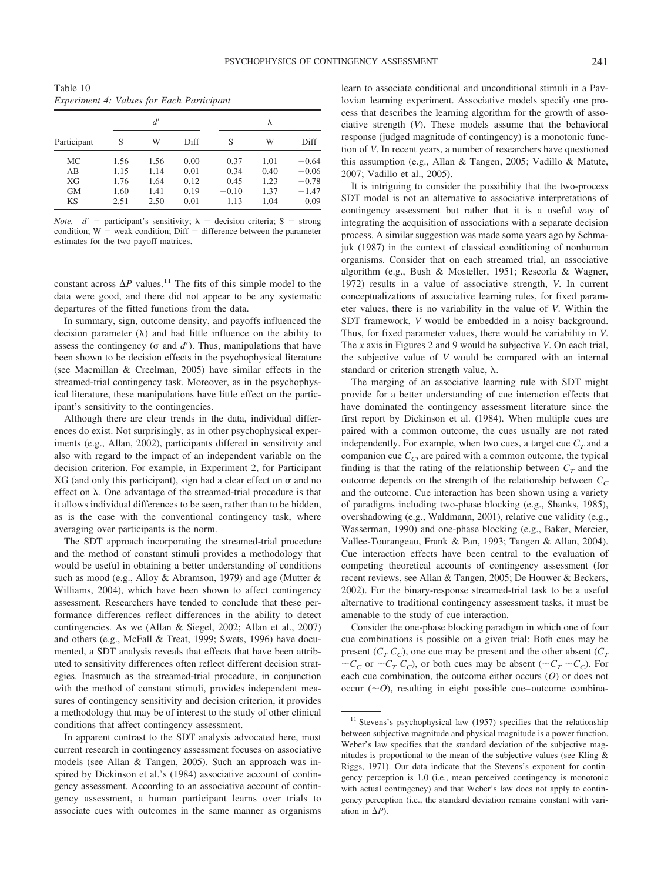Table 10
*Experiment 4: Values for Each Participant*

| Participant | $d'$ | | | $\lambda$ | | |
|---|---|---|---|---|---|---|
| | S | W | Diff | S | W | Diff |
| MC | 1.56 | 1.56 | 0.00 | 0.37 | 1.01 | −0.64 |
| AB | 1.15 | 1.14 | 0.01 | 0.34 | 0.40 | −0.06 |
| XG | 1.76 | 1.64 | 0.12 | 0.45 | 1.23 | −0.78 |
| GM | 1.60 | 1.41 | 0.19 | −0.10 | 1.37 | −1.47 |
| KS | 2.51 | 2.50 | 0.01 | 1.13 | 1.04 | 0.09 |

*Note.* $d'$ = participant's sensitivity; $\lambda$ = decision criteria; S = strong condition; W = weak condition; Diff = difference between the parameter estimates for the two payoff matrices.

constant across $\Delta P$ values.[11] The fits of this simple model to the data were good, and there did not appear to be any systematic departures of the fitted functions from the data.

In summary, sign, outcome density, and payoffs influenced the decision parameter ($\lambda$) and had little influence on the ability to assess the contingency ($\sigma$ and $d'$). Thus, manipulations that have been shown to be decision effects in the psychophysical literature (see Macmillan & Creelman, 2005) have similar effects in the streamed-trial contingency task. Moreover, as in the psychophysical literature, these manipulations have little effect on the participant's sensitivity to the contingencies.

Although there are clear trends in the data, individual differences do exist. Not surprisingly, as in other psychophysical experiments (e.g., Allan, 2002), participants differed in sensitivity and also with regard to the impact of an independent variable on the decision criterion. For example, in Experiment 2, for Participant XG (and only this participant), sign had a clear effect on $\sigma$ and no effect on $\lambda$. One advantage of the streamed-trial procedure is that it allows individual differences to be seen, rather than to be hidden, as is the case with the conventional contingency task, where averaging over participants is the norm.

The SDT approach incorporating the streamed-trial procedure and the method of constant stimuli provides a methodology that would be useful in obtaining a better understanding of conditions such as mood (e.g., Alloy & Abramson, 1979) and age (Mutter & Williams, 2004), which have been shown to affect contingency assessment. Researchers have tended to conclude that these performance differences reflect differences in the ability to detect contingencies. As we (Allan & Siegel, 2002; Allan et al., 2007) and others (e.g., McFall & Treat, 1999; Swets, 1996) have documented, a SDT analysis reveals that effects that have been attributed to sensitivity differences often reflect different decision strategies. Inasmuch as the streamed-trial procedure, in conjunction with the method of constant stimuli, provides independent measures of contingency sensitivity and decision criterion, it provides a methodology that may be of interest to the study of other clinical conditions that affect contingency assessment.

In apparent contrast to the SDT analysis advocated here, most current research in contingency assessment focuses on associative models (see Allan & Tangen, 2005). Such an approach was inspired by Dickinson et al.'s (1984) associative account of contingency assessment. According to an associative account of contingency assessment, a human participant learns over trials to associate cues with outcomes in the same manner as organisms learn to associate conditional and unconditional stimuli in a Pavlovian learning experiment. Associative models specify one process that describes the learning algorithm for the growth of associative strength ($V$). These models assume that the behavioral response (judged magnitude of contingency) is a monotonic function of $V$. In recent years, a number of researchers have questioned this assumption (e.g., Allan & Tangen, 2005; Vadillo & Matute, 2007; Vadillo et al., 2005).

It is intriguing to consider the possibility that the two-process SDT model is not an alternative to associative interpretations of contingency assessment but rather that it is a useful way of integrating the acquisition of associations with a separate decision process. A similar suggestion was made some years ago by Schmajuk (1987) in the context of classical conditioning of nonhuman organisms. Consider that on each streamed trial, an associative algorithm (e.g., Bush & Mosteller, 1951; Rescorla & Wagner, 1972) results in a value of associative strength, $V$. In current conceptualizations of associative learning rules, for fixed parameter values, there is no variability in the value of $V$. Within the SDT framework, $V$ would be embedded in a noisy background. Thus, for fixed parameter values, there would be variability in $V$. The $x$ axis in Figures 2 and 9 would be subjective $V$. On each trial, the subjective value of $V$ would be compared with an internal standard or criterion strength value, $\lambda$.

The merging of an associative learning rule with SDT might provide for a better understanding of cue interaction effects that have dominated the contingency assessment literature since the first report by Dickinson et al. (1984). When multiple cues are paired with a common outcome, the cues usually are not rated independently. For example, when two cues, a target cue $C_T$ and a companion cue $C_C$, are paired with a common outcome, the typical finding is that the rating of the relationship between $C_T$ and the outcome depends on the strength of the relationship between $C_C$ and the outcome. Cue interaction has been shown using a variety of paradigms including two-phase blocking (e.g., Shanks, 1985), overshadowing (e.g., Waldmann, 2001), relative cue validity (e.g., Wasserman, 1990) and one-phase blocking (e.g., Baker, Mercier, Vallee-Tourangeau, Frank & Pan, 1993; Tangen & Allan, 2004). Cue interaction effects have been central to the evaluation of competing theoretical accounts of contingency assessment (for recent reviews, see Allan & Tangen, 2005; De Houwer & Beckers, 2002). For the binary-response streamed-trial task to be a useful alternative to traditional contingency assessment tasks, it must be amenable to the study of cue interaction.

Consider the one-phase blocking paradigm in which one of four cue combinations is possible on a given trial: Both cues may be present ($C_T\ C_C$), one cue may be present and the other absent ($C_T \sim C_C$ or $\sim C_T\ C_C$), or both cues may be absent ($\sim C_T \sim C_C$). For each cue combination, the outcome either occurs ($O$) or does not occur ($\sim O$), resulting in eight possible cue–outcome combina-

[11] Stevens's psychophysical law (1957) specifies that the relationship between subjective magnitude and physical magnitude is a power function. Weber's law specifies that the standard deviation of the subjective magnitudes is proportional to the mean of the subjective values (see Kling & Riggs, 1971). Our data indicate that the Stevens's exponent for contingency perception is 1.0 (i.e., mean perceived contingency is monotonic with actual contingency) and that Weber's law does not apply to contingency perception (i.e., the standard deviation remains constant with variation in $\Delta P$).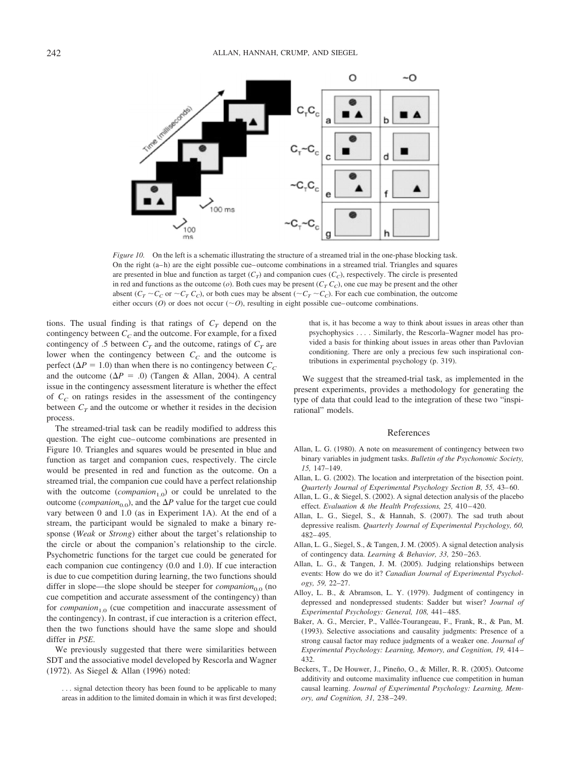*Figure 10.* On the left is a schematic illustrating the structure of a streamed trial in the one-phase blocking task. On the right (a–h) are the eight possible cue–outcome combinations in a streamed trial. Triangles and squares are presented in blue and function as target ($C_T$) and companion cues ($C_C$), respectively. The circle is presented in red and functions as the outcome (*o*). Both cues may be present ($C_T\,C_C$), one cue may be present and the other absent ($C_T \sim C_C$ or $\sim C_T\,C_C$), or both cues may be absent ($\sim C_T \sim C_C$). For each cue combination, the outcome either occurs (*O*) or does not occur ($\sim O$), resulting in eight possible cue–outcome combinations.

tions. The usual finding is that ratings of $C_T$ depend on the contingency between $C_C$ and the outcome. For example, for a fixed contingency of .5 between $C_T$ and the outcome, ratings of $C_T$ are lower when the contingency between $C_C$ and the outcome is perfect ($\Delta P = 1.0$) than when there is no contingency between $C_C$ and the outcome ($\Delta P = .0$) (Tangen & Allan, 2004). A central issue in the contingency assessment literature is whether the effect of $C_C$ on ratings resides in the assessment of the contingency between $C_T$ and the outcome or whether it resides in the decision process.

The streamed-trial task can be readily modified to address this question. The eight cue–outcome combinations are presented in Figure 10. Triangles and squares would be presented in blue and function as target and companion cues, respectively. The circle would be presented in red and function as the outcome. On a streamed trial, the companion cue could have a perfect relationship with the outcome ($companion_{1.0}$) or could be unrelated to the outcome ($companion_{0.0}$), and the $\Delta P$ value for the target cue could vary between 0 and 1.0 (as in Experiment 1A). At the end of a stream, the participant would be signaled to make a binary response (*Weak* or *Strong*) either about the target's relationship to the circle or about the companion's relationship to the circle. Psychometric functions for the target cue could be generated for each companion cue contingency (0.0 and 1.0). If cue interaction is due to cue competition during learning, the two functions should differ in slope—the slope should be steeper for $companion_{0.0}$ (no cue competition and accurate assessment of the contingency) than for $companion_{1.0}$ (cue competition and inaccurate assessment of the contingency). In contrast, if cue interaction is a criterion effect, then the two functions should have the same slope and should differ in *PSE*.

We previously suggested that there were similarities between SDT and the associative model developed by Rescorla and Wagner (1972). As Siegel & Allan (1996) noted:

> . . . signal detection theory has been found to be applicable to many areas in addition to the limited domain in which it was first developed; that is, it has become a way to think about issues in areas other than psychophysics . . . . Similarly, the Rescorla–Wagner model has provided a basis for thinking about issues in areas other than Pavlovian conditioning. There are only a precious few such inspirational contributions in experimental psychology (p. 319).

We suggest that the streamed-trial task, as implemented in the present experiments, provides a methodology for generating the type of data that could lead to the integration of these two "inspirational" models.

## References

Allan, L. G. (1980). A note on measurement of contingency between two binary variables in judgment tasks. *Bulletin of the Psychonomic Society, 15,* 147–149.

Allan, L. G. (2002). The location and interpretation of the bisection point. *Quarterly Journal of Experimental Psychology Section B, 55,* 43–60.

Allan, L. G., & Siegel, S. (2002). A signal detection analysis of the placebo effect. *Evaluation & the Health Professions, 25,* 410–420.

Allan, L. G., Siegel, S., & Hannah, S. (2007). The sad truth about depressive realism. *Quarterly Journal of Experimental Psychology, 60,* 482–495.

Allan, L. G., Siegel, S., & Tangen, J. M. (2005). A signal detection analysis of contingency data. *Learning & Behavior, 33,* 250–263.

Allan, L. G., & Tangen, J. M. (2005). Judging relationships between events: How do we do it? *Canadian Journal of Experimental Psychology, 59,* 22–27.

Alloy, L. B., & Abramson, L. Y. (1979). Judgment of contingency in depressed and nondepressed students: Sadder but wiser? *Journal of Experimental Psychology: General, 108,* 441–485.

Baker, A. G., Mercier, P., Vallée-Tourangeau, F., Frank, R., & Pan, M. (1993). Selective associations and causality judgments: Presence of a strong causal factor may reduce judgments of a weaker one. *Journal of Experimental Psychology: Learning, Memory, and Cognition, 19,* 414–432.

Beckers, T., De Houwer, J., Pineño, O., & Miller, R. R. (2005). Outcome additivity and outcome maximality influence cue competition in human causal learning. *Journal of Experimental Psychology: Learning, Memory, and Cognition, 31,* 238–249.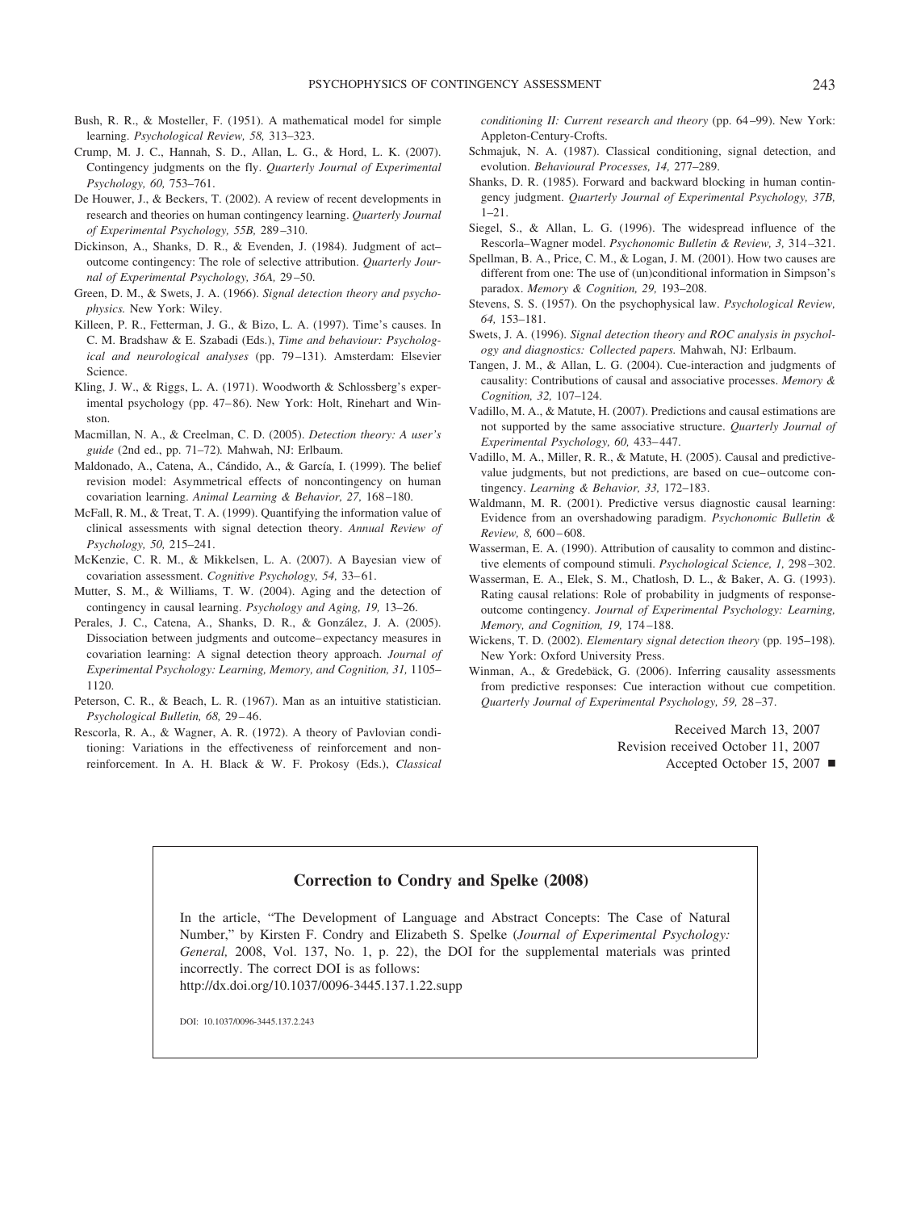Bush, R. R., & Mosteller, F. (1951). A mathematical model for simple learning. *Psychological Review, 58,* 313–323.

Crump, M. J. C., Hannah, S. D., Allan, L. G., & Hord, L. K. (2007). Contingency judgments on the fly. *Quarterly Journal of Experimental Psychology, 60,* 753–761.

De Houwer, J., & Beckers, T. (2002). A review of recent developments in research and theories on human contingency learning. *Quarterly Journal of Experimental Psychology, 55B,* 289–310.

Dickinson, A., Shanks, D. R., & Evenden, J. (1984). Judgment of act–outcome contingency: The role of selective attribution. *Quarterly Journal of Experimental Psychology, 36A,* 29–50.

Green, D. M., & Swets, J. A. (1966). *Signal detection theory and psychophysics.* New York: Wiley.

Killeen, P. R., Fetterman, J. G., & Bizo, L. A. (1997). Time's causes. In C. M. Bradshaw & E. Szabadi (Eds.), *Time and behaviour: Psychological and neurological analyses* (pp. 79–131). Amsterdam: Elsevier Science.

Kling, J. W., & Riggs, L. A. (1971). Woodworth & Schlossberg's experimental psychology (pp. 47–86). New York: Holt, Rinehart and Winston.

Macmillan, N. A., & Creelman, C. D. (2005). *Detection theory: A user's guide* (2nd ed., pp. 71–72). Mahwah, NJ: Erlbaum.

Maldonado, A., Catena, A., Cándido, A., & García, I. (1999). The belief revision model: Asymmetrical effects of noncontingency on human covariation learning. *Animal Learning & Behavior, 27,* 168–180.

McFall, R. M., & Treat, T. A. (1999). Quantifying the information value of clinical assessments with signal detection theory. *Annual Review of Psychology, 50,* 215–241.

McKenzie, C. R. M., & Mikkelsen, L. A. (2007). A Bayesian view of covariation assessment. *Cognitive Psychology, 54,* 33–61.

Mutter, S. M., & Williams, T. W. (2004). Aging and the detection of contingency in causal learning. *Psychology and Aging, 19,* 13–26.

Perales, J. C., Catena, A., Shanks, D. R., & González, J. A. (2005). Dissociation between judgments and outcome–expectancy measures in covariation learning: A signal detection theory approach. *Journal of Experimental Psychology: Learning, Memory, and Cognition, 31,* 1105–1120.

Peterson, C. R., & Beach, L. R. (1967). Man as an intuitive statistician. *Psychological Bulletin, 68,* 29–46.

Rescorla, R. A., & Wagner, A. R. (1972). A theory of Pavlovian conditioning: Variations in the effectiveness of reinforcement and nonreinforcement. In A. H. Black & W. F. Prokosy (Eds.), *Classical conditioning II: Current research and theory* (pp. 64–99). New York: Appleton-Century-Crofts.

Schmajuk, N. A. (1987). Classical conditioning, signal detection, and evolution. *Behavioural Processes, 14,* 277–289.

Shanks, D. R. (1985). Forward and backward blocking in human contingency judgment. *Quarterly Journal of Experimental Psychology, 37B,* 1–21.

Siegel, S., & Allan, L. G. (1996). The widespread influence of the Rescorla–Wagner model. *Psychonomic Bulletin & Review, 3,* 314–321.

Spellman, B. A., Price, C. M., & Logan, J. M. (2001). How two causes are different from one: The use of (un)conditional information in Simpson's paradox. *Memory & Cognition, 29,* 193–208.

Stevens, S. S. (1957). On the psychophysical law. *Psychological Review, 64,* 153–181.

Swets, J. A. (1996). *Signal detection theory and ROC analysis in psychology and diagnostics: Collected papers.* Mahwah, NJ: Erlbaum.

Tangen, J. M., & Allan, L. G. (2004). Cue-interaction and judgments of causality: Contributions of causal and associative processes. *Memory & Cognition, 32,* 107–124.

Vadillo, M. A., & Matute, H. (2007). Predictions and causal estimations are not supported by the same associative structure. *Quarterly Journal of Experimental Psychology, 60,* 433–447.

Vadillo, M. A., Miller, R. R., & Matute, H. (2005). Causal and predictive-value judgments, but not predictions, are based on cue–outcome contingency. *Learning & Behavior, 33,* 172–183.

Waldmann, M. R. (2001). Predictive versus diagnostic causal learning: Evidence from an overshadowing paradigm. *Psychonomic Bulletin & Review, 8,* 600–608.

Wasserman, E. A. (1990). Attribution of causality to common and distinctive elements of compound stimuli. *Psychological Science, 1,* 298–302.

Wasserman, E. A., Elek, S. M., Chatlosh, D. L., & Baker, A. G. (1993). Rating causal relations: Role of probability in judgments of response-outcome contingency. *Journal of Experimental Psychology: Learning, Memory, and Cognition, 19,* 174–188.

Wickens, T. D. (2002). *Elementary signal detection theory* (pp. 195–198). New York: Oxford University Press.

Winman, A., & Gredebäck, G. (2006). Inferring causality assessments from predictive responses: Cue interaction without cue competition. *Quarterly Journal of Experimental Psychology, 59,* 28–37.

Received March 13, 2007
Revision received October 11, 2007
Accepted October 15, 2007 ■

## Correction to Condry and Spelke (2008)

In the article, "The Development of Language and Abstract Concepts: The Case of Natural Number," by Kirsten F. Condry and Elizabeth S. Spelke (*Journal of Experimental Psychology: General,* 2008, Vol. 137, No. 1, p. 22), the DOI for the supplemental materials was printed incorrectly. The correct DOI is as follows:
http://dx.doi.org/10.1037/0096-3445.137.1.22.supp

DOI: 10.1037/0096-3445.137.2.243